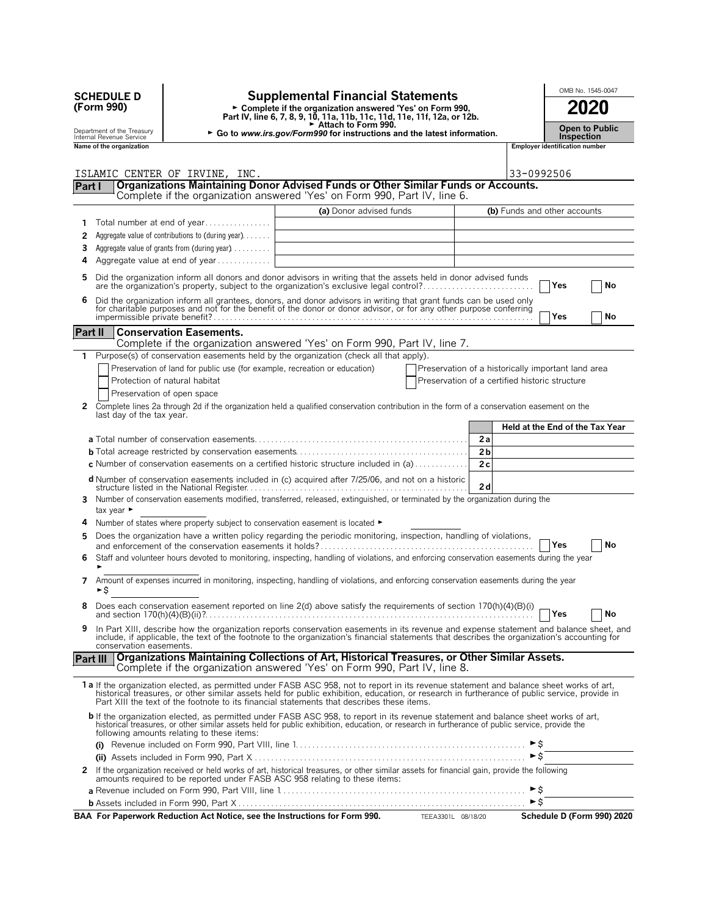**SCHEDULE D (Form 990)**

Department of the Treasury
Internal Revenue Service

# Supplemental Financial Statements

► Complete if the organization answered 'Yes' on Form 990, Part IV, line 6, 7, 8, 9, 10, 11a, 11b, 11c, 11d, 11e, 11f, 12a, or 12b.
► Attach to Form 990.
► Go to *www.irs.gov/Form990* for instructions and the latest information.

OMB No. 1545-0047

**2020**

**Open to Public Inspection**

| Name of the organization | Employer identification number |
|---|---|
| ISLAMIC CENTER OF IRVINE, INC. | 33-0992506 |

## Part I — Organizations Maintaining Donor Advised Funds or Other Similar Funds or Accounts.
Complete if the organization answered 'Yes' on Form 990, Part IV, line 6.

| | | (a) Donor advised funds | (b) Funds and other accounts |
|---|---|---|---|
| 1 | Total number at end of year | | |
| 2 | Aggregate value of contributions to (during year) | | |
| 3 | Aggregate value of grants from (during year) | | |
| 4 | Aggregate value at end of year | | |

**5** Did the organization inform all donors and donor advisors in writing that the assets held in donor advised funds are the organization's property, subject to the organization's exclusive legal control? ☐ Yes ☐ No

**6** Did the organization inform all grantees, donors, and donor advisors in writing that grant funds can be used only for charitable purposes and not for the benefit of the donor or donor advisor, or for any other purpose conferring impermissible private benefit? ☐ Yes ☐ No

## Part II — Conservation Easements.
Complete if the organization answered 'Yes' on Form 990, Part IV, line 7.

**1** Purpose(s) of conservation easements held by the organization (check all that apply).

☐ Preservation of land for public use (for example, recreation or education)
☐ Protection of natural habitat
☐ Preservation of open space
☐ Preservation of a historically important land area
☐ Preservation of a certified historic structure

**2** Complete lines 2a through 2d if the organization held a qualified conservation contribution in the form of a conservation easement on the last day of the tax year.

| | | | Held at the End of the Tax Year |
|---|---|---|---|
| a | Total number of conservation easements | 2a | |
| b | Total acreage restricted by conservation easements | 2b | |
| c | Number of conservation easements on a certified historic structure included in (a) | 2c | |
| d | Number of conservation easements included in (c) acquired after 7/25/06, and not on a historic structure listed in the National Register | 2d | |

**3** Number of conservation easements modified, transferred, released, extinguished, or terminated by the organization during the tax year ►

**4** Number of states where property subject to conservation easement is located ►

**5** Does the organization have a written policy regarding the periodic monitoring, inspection, handling of violations, and enforcement of the conservation easements it holds? ☐ Yes ☐ No

**6** Staff and volunteer hours devoted to monitoring, inspecting, handling of violations, and enforcing conservation easements during the year ►

**7** Amount of expenses incurred in monitoring, inspecting, handling of violations, and enforcing conservation easements during the year ►$

**8** Does each conservation easement reported on line 2(d) above satisfy the requirements of section 170(h)(4)(B)(i) and section 170(h)(4)(B)(ii)? ☐ Yes ☐ No

**9** In Part XIII, describe how the organization reports conservation easements in its revenue and expense statement and balance sheet, and include, if applicable, the text of the footnote to the organization's financial statements that describes the organization's accounting for conservation easements.

## Part III — Organizations Maintaining Collections of Art, Historical Treasures, or Other Similar Assets.
Complete if the organization answered 'Yes' on Form 990, Part IV, line 8.

**1a** If the organization elected, as permitted under FASB ASC 958, not to report in its revenue statement and balance sheet works of art, historical treasures, or other similar assets held for public exhibition, education, or research in furtherance of public service, provide in Part XIII the text of the footnote to its financial statements that describes these items.

**b** If the organization elected, as permitted under FASB ASC 958, to report in its revenue statement and balance sheet works of art, historical treasures, or other similar assets held for public exhibition, education, or research in furtherance of public service, provide the following amounts relating to these items:

(i) Revenue included on Form 990, Part VIII, line 1 ►$

(ii) Assets included in Form 990, Part X ►$

**2** If the organization received or held works of art, historical treasures, or other similar assets for financial gain, provide the following amounts required to be reported under FASB ASC 958 relating to these items:

a Revenue included on Form 990, Part VIII, line 1 ►$

b Assets included in Form 990, Part X ►$

**BAA For Paperwork Reduction Act Notice, see the Instructions for Form 990.** TEEA3301L 08/18/20 **Schedule D (Form 990) 2020**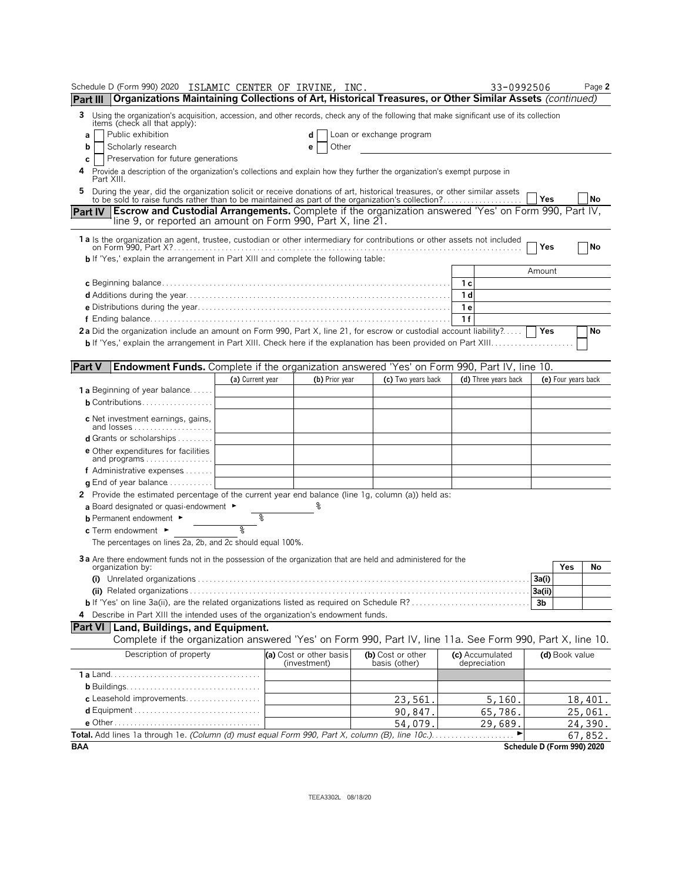Schedule D (Form 990) 2020 ISLAMIC CENTER OF IRVINE, INC. 33-0992506 Page 2

## Part III Organizations Maintaining Collections of Art, Historical Treasures, or Other Similar Assets *(continued)*

**3** Using the organization's acquisition, accession, and other records, check any of the following that make significant use of its collection items (check all that apply):

- **a** ☐ Public exhibition
- **b** ☐ Scholarly research
- **c** ☐ Preservation for future generations
- **d** ☐ Loan or exchange program
- **e** ☐ Other

**4** Provide a description of the organization's collections and explain how they further the organization's exempt purpose in Part XIII.

**5** During the year, did the organization solicit or receive donations of art, historical treasures, or other similar assets to be sold to raise funds rather than to be maintained as part of the organization's collection? ☐ Yes ☐ No

## Part IV Escrow and Custodial Arrangements. Complete if the organization answered 'Yes' on Form 990, Part IV, line 9, or reported an amount on Form 990, Part X, line 21.

**1a** Is the organization an agent, trustee, custodian or other intermediary for contributions or other assets not included on Form 990, Part X? ☐ Yes ☐ No

**b** If 'Yes,' explain the arrangement in Part XIII and complete the following table:

| | | Amount |
|---|---|---|
| **c** Beginning balance | 1c | |
| **d** Additions during the year | 1d | |
| **e** Distributions during the year | 1e | |
| **f** Ending balance | 1f | |

**2a** Did the organization include an amount on Form 990, Part X, line 21, for escrow or custodial account liability? ☐ Yes ☐ No

**b** If 'Yes,' explain the arrangement in Part XIII. Check here if the explanation has been provided on Part XIII ☐

## Part V Endowment Funds. Complete if the organization answered 'Yes' on Form 990, Part IV, line 10.

| | (a) Current year | (b) Prior year | (c) Two years back | (d) Three years back | (e) Four years back |
|---|---|---|---|---|---|
| **1a** Beginning of year balance | | | | | |
| **b** Contributions | | | | | |
| **c** Net investment earnings, gains, and losses | | | | | |
| **d** Grants or scholarships | | | | | |
| **e** Other expenditures for facilities and programs | | | | | |
| **f** Administrative expenses | | | | | |
| **g** End of year balance | | | | | |

**2** Provide the estimated percentage of the current year end balance (line 1g, column (a)) held as:

- **a** Board designated or quasi-endowment ► %
- **b** Permanent endowment ► %
- **c** Term endowment ► %

The percentages on lines 2a, 2b, and 2c should equal 100%.

**3a** Are there endowment funds not in the possession of the organization that are held and administered for the organization by:

| | | Yes | No |
|---|---|---|---|
| **(i)** Unrelated organizations | 3a(i) | | |
| **(ii)** Related organizations | 3a(ii) | | |
| **b** If 'Yes' on line 3a(ii), are the related organizations listed as required on Schedule R? | 3b | | |

**4** Describe in Part XIII the intended uses of the organization's endowment funds.

## Part VI Land, Buildings, and Equipment.

Complete if the organization answered 'Yes' on Form 990, Part IV, line 11a. See Form 990, Part X, line 10.

| Description of property | (a) Cost or other basis (investment) | (b) Cost or other basis (other) | (c) Accumulated depreciation | (d) Book value |
|---|---|---|---|---|
| **1a** Land | | | | |
| **b** Buildings | | | | |
| **c** Leasehold improvements | | 23,561. | 5,160. | 18,401. |
| **d** Equipment | | 90,847. | 65,786. | 25,061. |
| **e** Other | | 54,079. | 29,689. | 24,390. |
| **Total.** Add lines 1a through 1e. *(Column (d) must equal Form 990, Part X, column (B), line 10c.)* ► | | | | 67,852. |

BAA Schedule D (Form 990) 2020

TEEA3302L 08/18/20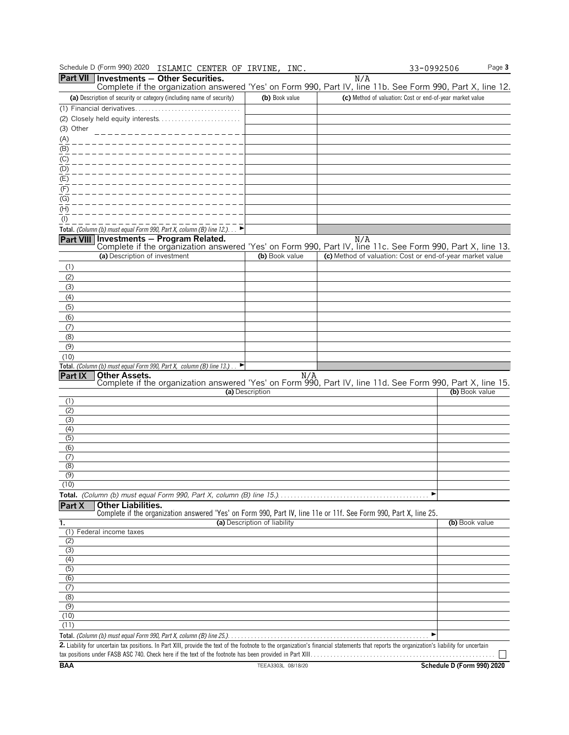Schedule D (Form 990) 2020 ISLAMIC CENTER OF IRVINE, INC. 33-0992506

## Part VII Investments — Other Securities.

N/A

Complete if the organization answered 'Yes' on Form 990, Part IV, line 11b. See Form 990, Part X, line 12.

| (a) Description of security or category (including name of security) | (b) Book value | (c) Method of valuation: Cost or end-of-year market value |
|---|---|---|
| (1) Financial derivatives | | |
| (2) Closely held equity interests | | |
| (3) Other | | |
| (A) | | |
| (B) | | |
| (C) | | |
| (D) | | |
| (E) | | |
| (F) | | |
| (G) | | |
| (H) | | |
| (I) | | |
| **Total.** *(Column (b) must equal Form 990, Part X, column (B) line 12.)* ► | | |

## Part VIII Investments — Program Related.

N/A

Complete if the organization answered 'Yes' on Form 990, Part IV, line 11c. See Form 990, Part X, line 13.

| (a) Description of investment | (b) Book value | (c) Method of valuation: Cost or end-of-year market value |
|---|---|---|
| (1) | | |
| (2) | | |
| (3) | | |
| (4) | | |
| (5) | | |
| (6) | | |
| (7) | | |
| (8) | | |
| (9) | | |
| (10) | | |
| **Total.** *(Column (b) must equal Form 990, Part X, column (B) line 13.)* ► | | |

## Part IX Other Assets.

N/A

Complete if the organization answered 'Yes' on Form 990, Part IV, line 11d. See Form 990, Part X, line 15.

| | (a) Description | (b) Book value |
|---|---|---|
| (1) | | |
| (2) | | |
| (3) | | |
| (4) | | |
| (5) | | |
| (6) | | |
| (7) | | |
| (8) | | |
| (9) | | |
| (10) | | |
| **Total.** | *(Column (b) must equal Form 990, Part X, column (B) line 15.)* ► | |

## Part X Other Liabilities.

Complete if the organization answered 'Yes' on Form 990, Part IV, line 11e or 11f. See Form 990, Part X, line 25.

| 1. | (a) Description of liability | (b) Book value |
|---|---|---|
| (1) | Federal income taxes | |
| (2) | | |
| (3) | | |
| (4) | | |
| (5) | | |
| (6) | | |
| (7) | | |
| (8) | | |
| (9) | | |
| (10) | | |
| (11) | | |
| **Total.** | *(Column (b) must equal Form 990, Part X, column (B) line 25.)* ► | |

**2.** Liability for uncertain tax positions. In Part XIII, provide the text of the footnote to the organization's financial statements that reports the organization's liability for uncertain tax positions under FASB ASC 740. Check here if the text of the footnote has been provided in Part XIII ☐

BAA TEEA3303L 08/18/20 Schedule D (Form 990) 2020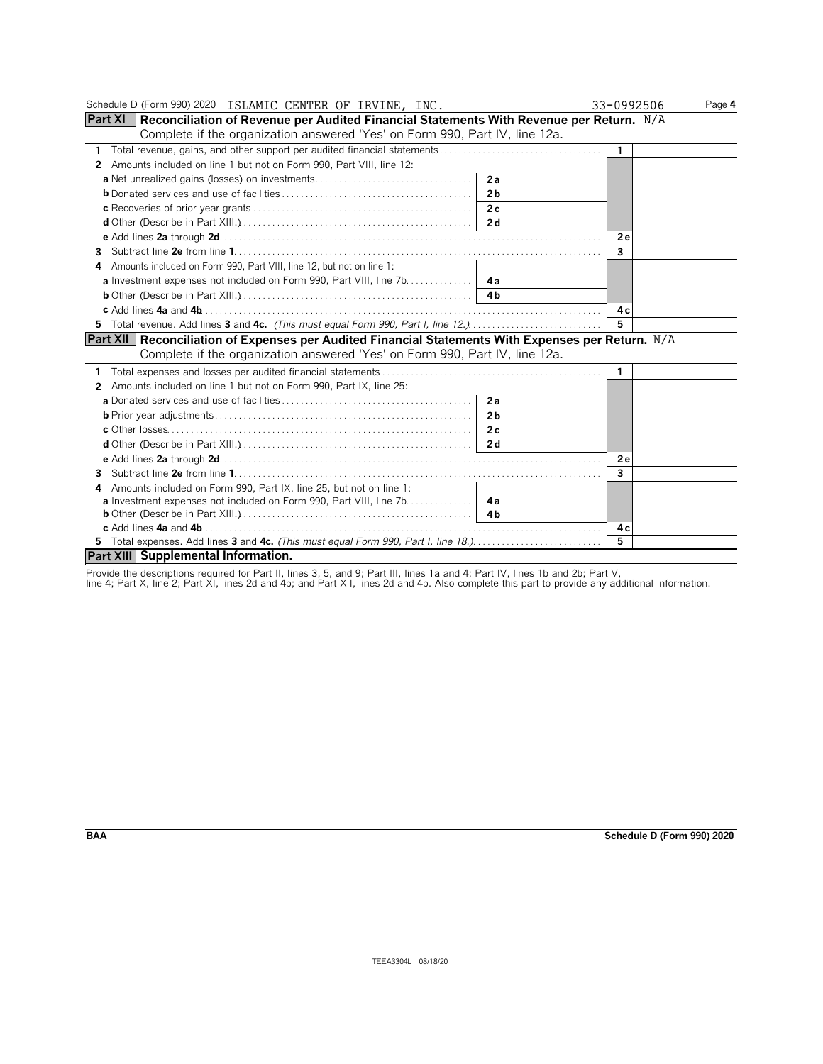Schedule D (Form 990) 2020 ISLAMIC CENTER OF IRVINE, INC. 33-0992506

## Part XI Reconciliation of Revenue per Audited Financial Statements With Revenue per Return. N/A

Complete if the organization answered 'Yes' on Form 990, Part IV, line 12a.

| | | | | |
|---|---|---|---|---|
| **1** Total revenue, gains, and other support per audited financial statements | | | 1 | |
| **2** Amounts included on line 1 but not on Form 990, Part VIII, line 12: | | | | |
| **a** Net unrealized gains (losses) on investments | 2a | | | |
| **b** Donated services and use of facilities | 2b | | | |
| **c** Recoveries of prior year grants | 2c | | | |
| **d** Other (Describe in Part XIII.) | 2d | | | |
| **e** Add lines **2a** through **2d** | | | 2e | |
| **3** Subtract line **2e** from line **1** | | | 3 | |
| **4** Amounts included on Form 990, Part VIII, line 12, but not on line 1: | | | | |
| **a** Investment expenses not included on Form 990, Part VIII, line 7b | 4a | | | |
| **b** Other (Describe in Part XIII.) | 4b | | | |
| **c** Add lines **4a** and **4b** | | | 4c | |
| **5** Total revenue. Add lines **3** and **4c.** *(This must equal Form 990, Part I, line 12.)* | | | 5 | |

## Part XII Reconciliation of Expenses per Audited Financial Statements With Expenses per Return. N/A

Complete if the organization answered 'Yes' on Form 990, Part IV, line 12a.

| | | | | |
|---|---|---|---|---|
| **1** Total expenses and losses per audited financial statements | | | 1 | |
| **2** Amounts included on line 1 but not on Form 990, Part IX, line 25: | | | | |
| **a** Donated services and use of facilities | 2a | | | |
| **b** Prior year adjustments | 2b | | | |
| **c** Other losses | 2c | | | |
| **d** Other (Describe in Part XIII.) | 2d | | | |
| **e** Add lines **2a** through **2d** | | | 2e | |
| **3** Subtract line **2e** from line **1** | | | 3 | |
| **4** Amounts included on Form 990, Part IX, line 25, but not on line 1: | | | | |
| **a** Investment expenses not included on Form 990, Part VIII, line 7b | 4a | | | |
| **b** Other (Describe in Part XIII.) | 4b | | | |
| **c** Add lines **4a** and **4b** | | | 4c | |
| **5** Total expenses. Add lines **3** and **4c.** *(This must equal Form 990, Part I, line 18.)* | | | 5 | |

## Part XIII Supplemental Information.

Provide the descriptions required for Part II, lines 3, 5, and 9; Part III, lines 1a and 4; Part IV, lines 1b and 2b; Part V, line 4; Part X, line 2; Part XI, lines 2d and 4b; and Part XII, lines 2d and 4b. Also complete this part to provide any additional information.

BAA Schedule D (Form 990) 2020

TEEA3304L 08/18/20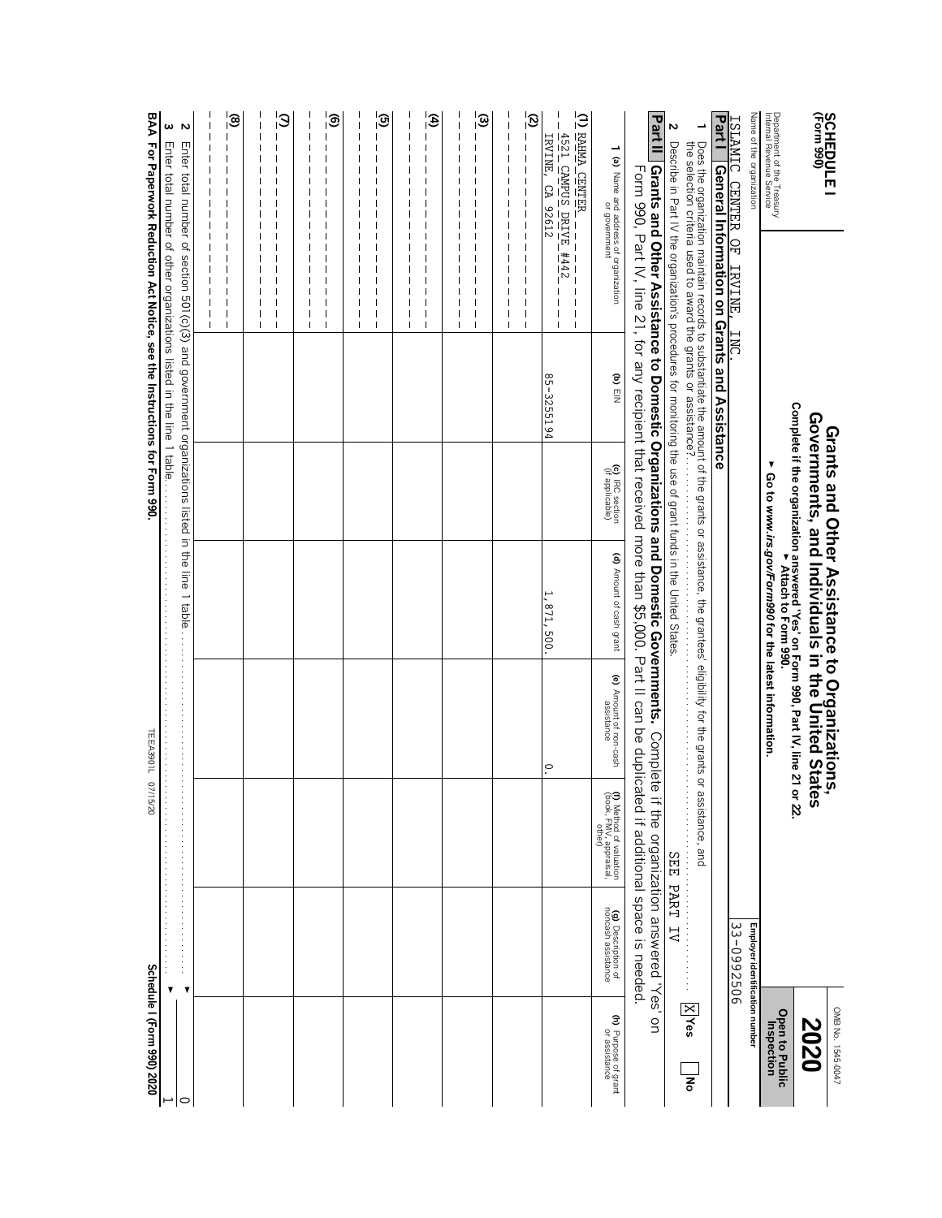**SCHEDULE I**
**(Form 990)**

Department of the Treasury
Internal Revenue Service

# Grants and Other Assistance to Organizations, Governments, and Individuals in the United States

**Complete if the organization answered 'Yes' on Form 990, Part IV, line 21 or 22.**
**▶ Attach to Form 990.**
**▶ Go to www.irs.gov/Form990 for the latest information.**

OMB No. 1545-0047

**2020**

**Open to Public Inspection**

Name of the organization: ISLAMIC CENTER OF IRVINE, INC.

Employer identification number: 33-0992506

## Part I General Information on Grants and Assistance

1 Does the organization maintain records to substantiate the amount of the grants or assistance, the grantees' eligibility for the grants or assistance, and the selection criteria used to award the grants or assistance? [X] Yes [ ] No

2 Describe in Part IV the organization's procedures for monitoring the use of grant funds in the United States. SEE PART IV

## Part II Grants and Other Assistance to Domestic Organizations and Domestic Governments.

Complete if the organization answered 'Yes' on Form 990, Part IV, line 21, for any recipient that received more than $5,000. Part II can be duplicated if additional space is needed.

| 1 (a) Name and address of organization or government | (b) EIN | (c) IRC section (if applicable) | (d) Amount of cash grant | (e) Amount of non-cash assistance | (f) Method of valuation (book, FMV, appraisal, other) | (g) Description of noncash assistance | (h) Purpose of grant or assistance |
|---|---|---|---|---|---|---|---|
| (1) RAHMA CENTER<br>4521 CAMPUS DRIVE #442<br>IRVINE, CA 92612 | 85-3255194 | | 1,871,500. | 0. | | | |
| (2) | | | | | | | |
| (3) | | | | | | | |
| (4) | | | | | | | |
| (5) | | | | | | | |
| (6) | | | | | | | |
| (7) | | | | | | | |
| (8) | | | | | | | |

2 Enter total number of section 501(c)(3) and government organizations listed in the line 1 table ▶ 0

3 Enter total number of other organizations listed in the line 1 table ▶ 1

**BAA For Paperwork Reduction Act Notice, see the Instructions for Form 990.**

TEEA3901L 07/15/20

**Schedule I (Form 990) 2020**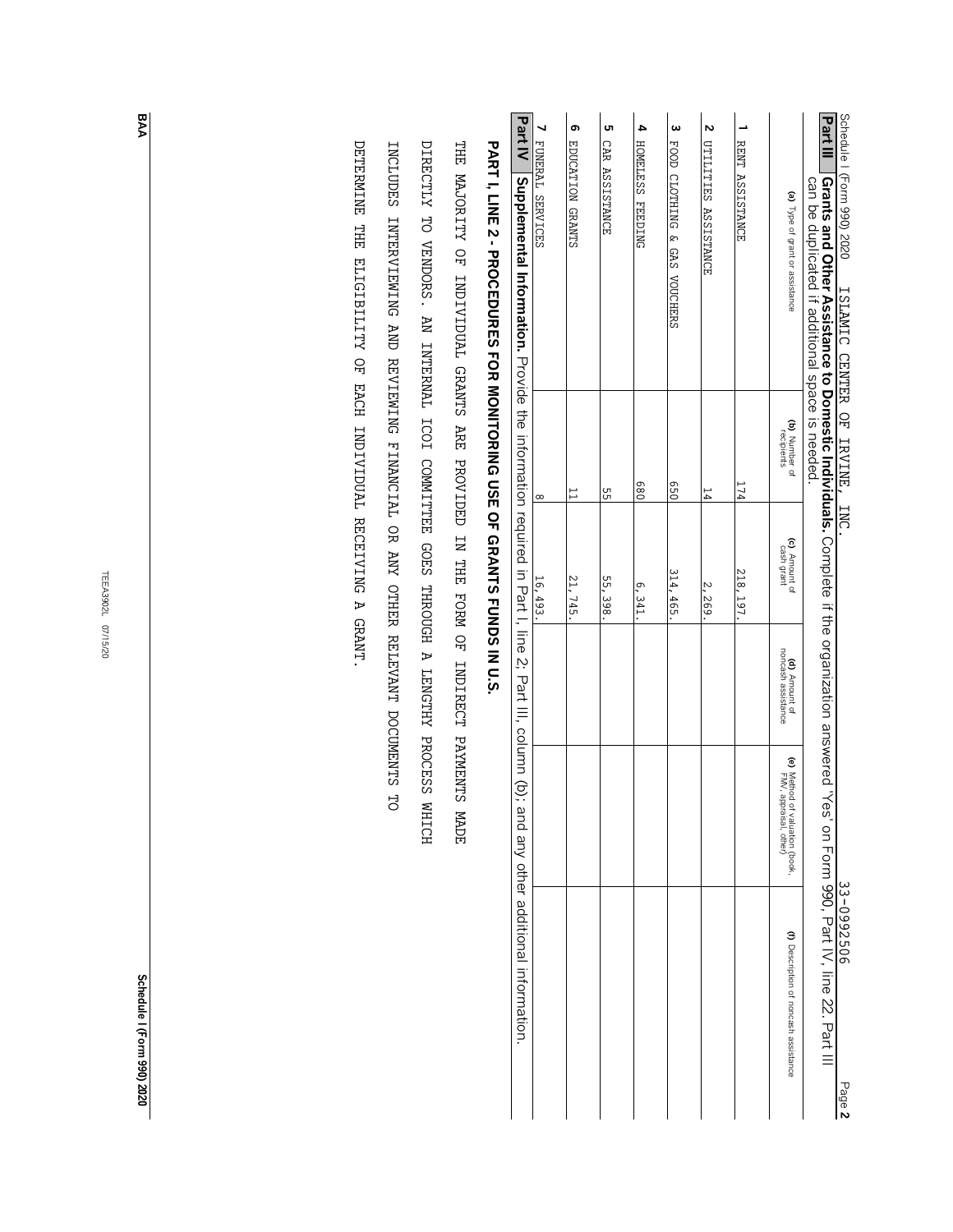Schedule I (Form 990) 2020 ISLAMIC CENTER OF IRVINE, INC. 33-0992506 Page 2

**Part III** **Grants and Other Assistance to Domestic Individuals.** Complete if the organization answered 'Yes' on Form 990, Part IV, line 22. Part III can be duplicated if additional space is needed.

| | (a) Type of grant or assistance | (b) Number of recipients | (c) Amount of cash grant | (d) Amount of noncash assistance | (e) Method of valuation (book, FMV, appraisal, other) | (f) Description of noncash assistance |
|---|---|---|---|---|---|---|
| 1 | RENT ASSISTANCE | 174 | 218,197. | | | |
| 2 | UTILITIES ASSISTANCE | 14 | 2,269. | | | |
| 3 | FOOD CLOTHING & GAS VOUCHERS | 650 | 314,465. | | | |
| 4 | HOMELESS FEEDING | 680 | 6,341. | | | |
| 5 | CAR ASSISTANCE | 55 | 55,398. | | | |
| 6 | EDUCATION GRANTS | 11 | 21,745. | | | |
| 7 | FUNERAL SERVICES | 8 | 16,493. | | | |

**Part IV** **Supplemental Information.** Provide the information required in Part I, line 2; Part III, column (b); and any other additional information.

**PART I, LINE 2 - PROCEDURES FOR MONITORING USE OF GRANTS FUNDS IN U.S.**

THE MAJORITY OF INDIVIDUAL GRANTS ARE PROVIDED IN THE FORM OF INDIRECT PAYMENTS MADE DIRECTLY TO VENDORS. AN INTERNAL ICOI COMMITTEE GOES THROUGH A LENGTHY PROCESS WHICH INCLUDES INTERVIEWING AND REVIEWING FINANCIAL OR ANY OTHER RELEVANT DOCUMENTS TO DETERMINE THE ELIGIBILITY OF EACH INDIVIDUAL RECEIVING A GRANT.

BAA TEEA3902L 07/15/20 Schedule I (Form 990) 2020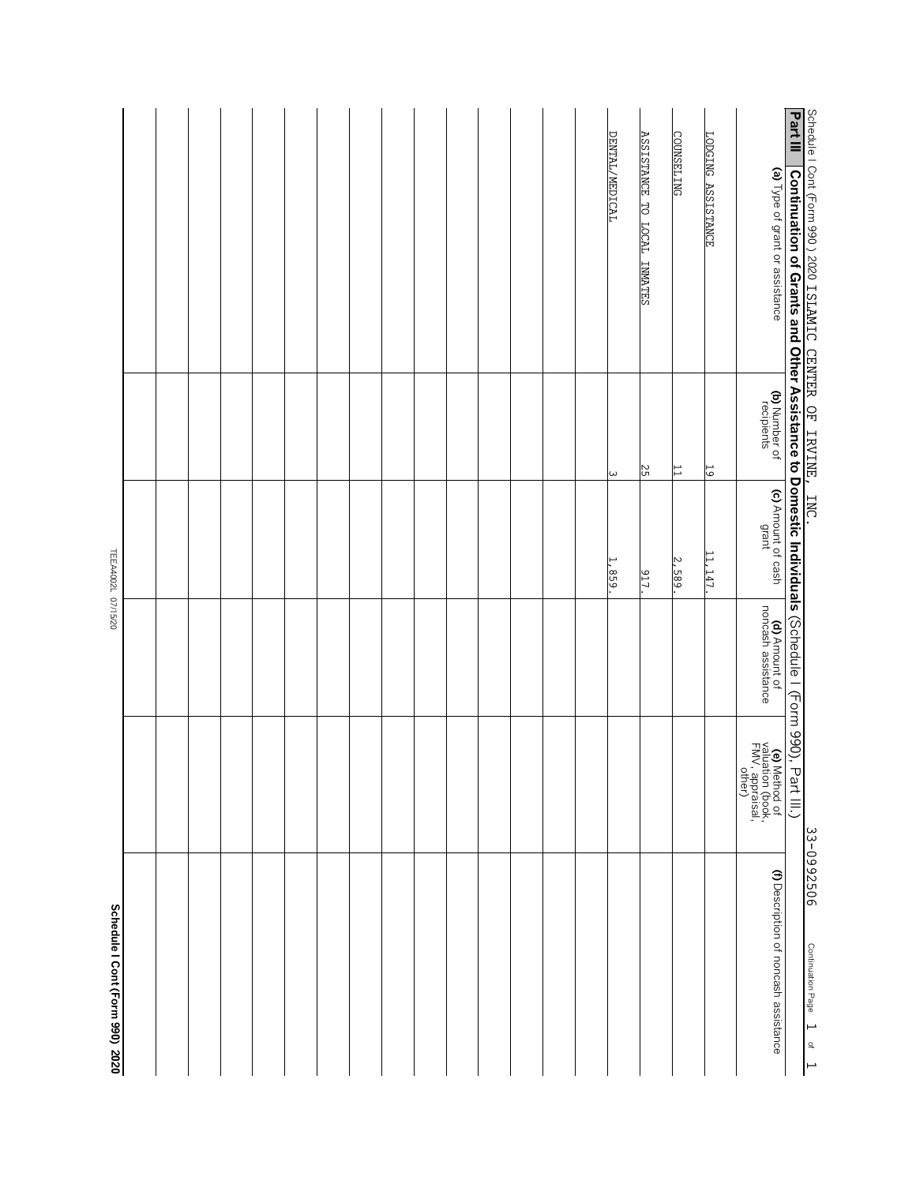Schedule I Cont (Form 990 ) 2020 ISLAMIC CENTER OF IRVINE, INC. 33-0992506

## Part III Continuation of Grants and Other Assistance to Domestic Individuals (Schedule I (Form 990), Part III.)

| (a) Type of grant or assistance | (b) Number of recipients | (c) Amount of cash grant | (d) Amount of noncash assistance | (e) Method of valuation (book, FMV, appraisal, other) | (f) Description of noncash assistance |
|---|---|---|---|---|---|
| LODGING ASSISTANCE | 19 | 11,147. | | | |
| COUNSELING | 11 | 2,589. | | | |
| ASSISTANCE TO LOCAL INMATES | 25 | 917. | | | |
| DENTAL/MEDICAL | 3 | 1,859. | | | |
| | | | | | |
| | | | | | |
| | | | | | |
| | | | | | |
| | | | | | |
| | | | | | |
| | | | | | |
| | | | | | |
| | | | | | |
| | | | | | |
| | | | | | |
| | | | | | |
| | | | | | |
| | | | | | |
| | | | | | |

TEEA4002L 07/15/20

Schedule I Cont (Form 990) 2020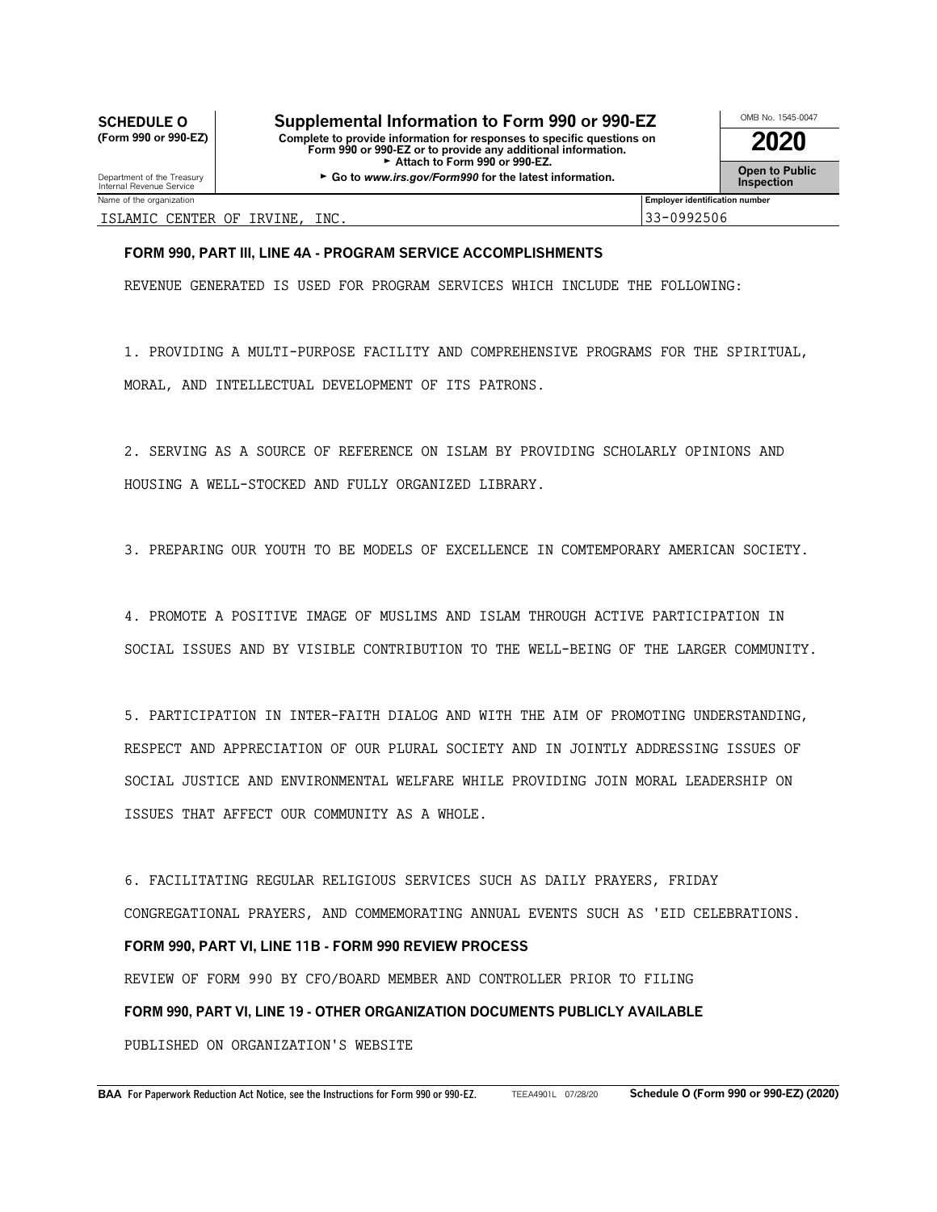**SCHEDULE O (Form 990 or 990-EZ)**

Department of the Treasury
Internal Revenue Service

# Supplemental Information to Form 990 or 990-EZ

**Complete to provide information for responses to specific questions on Form 990 or 990-EZ or to provide any additional information.**
► **Attach to Form 990 or 990-EZ.**
► **Go to *www.irs.gov/Form990* for the latest information.**

OMB No. 1545-0047

**2020**

**Open to Public Inspection**

| Name of the organization | Employer identification number |
|---|---|
| ISLAMIC CENTER OF IRVINE, INC. | 33-0992506 |

**FORM 990, PART III, LINE 4A - PROGRAM SERVICE ACCOMPLISHMENTS**

REVENUE GENERATED IS USED FOR PROGRAM SERVICES WHICH INCLUDE THE FOLLOWING:

1. PROVIDING A MULTI-PURPOSE FACILITY AND COMPREHENSIVE PROGRAMS FOR THE SPIRITUAL, MORAL, AND INTELLECTUAL DEVELOPMENT OF ITS PATRONS.

2. SERVING AS A SOURCE OF REFERENCE ON ISLAM BY PROVIDING SCHOLARLY OPINIONS AND HOUSING A WELL-STOCKED AND FULLY ORGANIZED LIBRARY.

3. PREPARING OUR YOUTH TO BE MODELS OF EXCELLENCE IN COMTEMPORARY AMERICAN SOCIETY.

4. PROMOTE A POSITIVE IMAGE OF MUSLIMS AND ISLAM THROUGH ACTIVE PARTICIPATION IN SOCIAL ISSUES AND BY VISIBLE CONTRIBUTION TO THE WELL-BEING OF THE LARGER COMMUNITY.

5. PARTICIPATION IN INTER-FAITH DIALOG AND WITH THE AIM OF PROMOTING UNDERSTANDING, RESPECT AND APPRECIATION OF OUR PLURAL SOCIETY AND IN JOINTLY ADDRESSING ISSUES OF SOCIAL JUSTICE AND ENVIRONMENTAL WELFARE WHILE PROVIDING JOIN MORAL LEADERSHIP ON ISSUES THAT AFFECT OUR COMMUNITY AS A WHOLE.

6. FACILITATING REGULAR RELIGIOUS SERVICES SUCH AS DAILY PRAYERS, FRIDAY CONGREGATIONAL PRAYERS, AND COMMEMORATING ANNUAL EVENTS SUCH AS 'EID CELEBRATIONS.

**FORM 990, PART VI, LINE 11B - FORM 990 REVIEW PROCESS**

REVIEW OF FORM 990 BY CFO/BOARD MEMBER AND CONTROLLER PRIOR TO FILING

**FORM 990, PART VI, LINE 19 - OTHER ORGANIZATION DOCUMENTS PUBLICLY AVAILABLE**

PUBLISHED ON ORGANIZATION'S WEBSITE

**BAA** For Paperwork Reduction Act Notice, see the Instructions for Form 990 or 990-EZ. TEEA4901L 07/28/20 **Schedule O (Form 990 or 990-EZ) (2020)**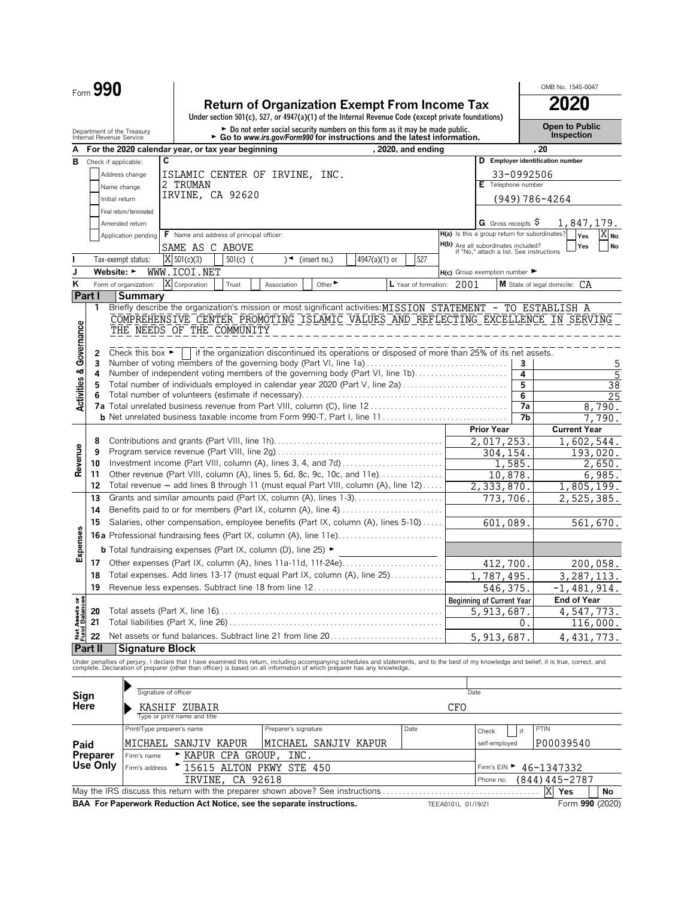Form **990**

# Return of Organization Exempt From Income Tax

Under section 501(c), 527, or 4947(a)(1) of the Internal Revenue Code (except private foundations)

► Do not enter social security numbers on this form as it may be made public.
► Go to *www.irs.gov/Form990* for instructions and the latest information.

Department of the Treasury
Internal Revenue Service

OMB No. 1545-0047

**2020**

**Open to Public Inspection**

**A** For the 2020 calendar year, or tax year beginning , 2020, and ending , 20

**B** Check if applicable:
- Address change
- Name change
- Initial return
- Final return/terminated
- Amended return
- Application pending

**C** ISLAMIC CENTER OF IRVINE, INC.
2 TRUMAN
IRVINE, CA 92620

**D** Employer identification number: 33-0992506

**E** Telephone number: (949)786-4264

**G** Gross receipts $ 1,847,179.

**F** Name and address of principal officer: SAME AS C ABOVE

**H(a)** Is this a group return for subordinates? Yes [ ] No [X]

**H(b)** Are all subordinates included? Yes [ ] No [ ]
If "No," attach a list. See instructions

**I** Tax-exempt status: [X] 501(c)(3) [ ] 501(c) ( ) ◄ (insert no.) [ ] 4947(a)(1) or [ ] 527

**J** Website: ► WWW.ICOI.NET

**H(c)** Group exemption number ►

**K** Form of organization: [X] Corporation [ ] Trust [ ] Association [ ] Other ►

**L** Year of formation: 2001

**M** State of legal domicile: CA

## Part I Summary

### Activities & Governance

1 Briefly describe the organization's mission or most significant activities: MISSION STATEMENT - TO ESTABLISH A COMPREHENSIVE CENTER PROMOTING ISLAMIC VALUES AND REFLECTING EXCELLENCE IN SERVING THE NEEDS OF THE COMMUNITY

2 Check this box ► [ ] if the organization discontinued its operations or disposed of more than 25% of its net assets.

| | | | |
|---|---|---|---|
| 3 | Number of voting members of the governing body (Part VI, line 1a) | 3 | 5 |
| 4 | Number of independent voting members of the governing body (Part VI, line 1b) | 4 | 5 |
| 5 | Total number of individuals employed in calendar year 2020 (Part V, line 2a) | 5 | 38 |
| 6 | Total number of volunteers (estimate if necessary) | 6 | 25 |
| 7a | Total unrelated business revenue from Part VIII, column (C), line 12 | 7a | 8,790. |
| b | Net unrelated business taxable income from Form 990-T, Part I, line 11 | 7b | 7,790. |

### Revenue

| | | Prior Year | Current Year |
|---|---|---|---|
| 8 | Contributions and grants (Part VIII, line 1h) | 2,017,253. | 1,602,544. |
| 9 | Program service revenue (Part VIII, line 2g) | 304,154. | 193,020. |
| 10 | Investment income (Part VIII, column (A), lines 3, 4, and 7d) | 1,585. | 2,650. |
| 11 | Other revenue (Part VIII, column (A), lines 5, 6d, 8c, 9c, 10c, and 11e) | 10,878. | 6,985. |
| 12 | Total revenue — add lines 8 through 11 (must equal Part VIII, column (A), line 12) | 2,333,870. | 1,805,199. |

### Expenses

| | | Prior Year | Current Year |
|---|---|---|---|
| 13 | Grants and similar amounts paid (Part IX, column (A), lines 1-3) | 773,706. | 2,525,385. |
| 14 | Benefits paid to or for members (Part IX, column (A), line 4) | | |
| 15 | Salaries, other compensation, employee benefits (Part IX, column (A), lines 5-10) | 601,089. | 561,670. |
| 16a | Professional fundraising fees (Part IX, column (A), line 11e) | | |
| b | Total fundraising expenses (Part IX, column (D), line 25) ► | | |
| 17 | Other expenses (Part IX, column (A), lines 11a-11d, 11f-24e) | 412,700. | 200,058. |
| 18 | Total expenses. Add lines 13-17 (must equal Part IX, column (A), line 25) | 1,787,495. | 3,287,113. |
| 19 | Revenue less expenses. Subtract line 18 from line 12 | 546,375. | -1,481,914. |

### Net Assets or Fund Balances

| | | Beginning of Current Year | End of Year |
|---|---|---|---|
| 20 | Total assets (Part X, line 16) | 5,913,687. | 4,547,773. |
| 21 | Total liabilities (Part X, line 26) | 0. | 116,000. |
| 22 | Net assets or fund balances. Subtract line 21 from line 20 | 5,913,687. | 4,431,773. |

## Part II Signature Block

Under penalties of perjury, I declare that I have examined this return, including accompanying schedules and statements, and to the best of my knowledge and belief, it is true, correct, and complete. Declaration of preparer (other than officer) is based on all information of which preparer has any knowledge.

**Sign Here**

Signature of officer — Date

KASHIF ZUBAIR — CFO
Type or print name and title

**Paid Preparer Use Only**

| Print/Type preparer's name | Preparer's signature | Date | Check [ ] if self-employed | PTIN |
|---|---|---|---|---|
| MICHAEL SANJIV KAPUR | MICHAEL SANJIV KAPUR | | | P00039540 |

Firm's name ► KAPUR CPA GROUP, INC.
Firm's address ► 15615 ALTON PKWY STE 450, IRVINE, CA 92618
Firm's EIN ► 46-1347332
Phone no. (844)445-2787

May the IRS discuss this return with the preparer shown above? See instructions [X] Yes [ ] No

**BAA For Paperwork Reduction Act Notice, see the separate instructions.** TEEA0101L 01/19/21 Form **990** (2020)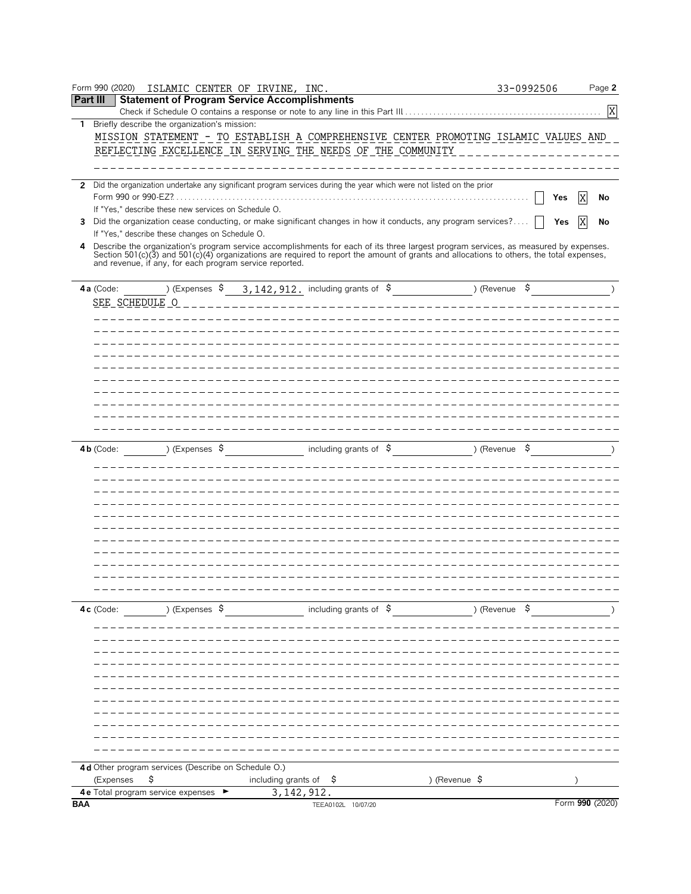Form 990 (2020) ISLAMIC CENTER OF IRVINE, INC. 33-0992506 Page **2**

## Part III Statement of Program Service Accomplishments

Check if Schedule O contains a response or note to any line in this Part III .......... [X]

**1** Briefly describe the organization's mission:

MISSION STATEMENT - TO ESTABLISH A COMPREHENSIVE CENTER PROMOTING ISLAMIC VALUES AND REFLECTING EXCELLENCE IN SERVING THE NEEDS OF THE COMMUNITY

**2** Did the organization undertake any significant program services during the year which were not listed on the prior Form 990 or 990-EZ? .......... [ ] Yes [X] No

If "Yes," describe these new services on Schedule O.

**3** Did the organization cease conducting, or make significant changes in how it conducts, any program services? .......... [ ] Yes [X] No

If "Yes," describe these changes on Schedule O.

**4** Describe the organization's program service accomplishments for each of its three largest program services, as measured by expenses. Section 501(c)(3) and 501(c)(4) organizations are required to report the amount of grants and allocations to others, the total expenses, and revenue, if any, for each program service reported.

**4a** (Code: ) (Expenses $ 3,142,912. including grants of $ ) (Revenue $ )

SEE SCHEDULE O

**4b** (Code: ) (Expenses $ including grants of $ ) (Revenue $ )

**4c** (Code: ) (Expenses $ including grants of $ ) (Revenue $ )

**4d** Other program services (Describe on Schedule O.)

(Expenses $ including grants of $ ) (Revenue $ )

**4e** Total program service expenses ► 3,142,912.

BAA TEEA0102L 10/07/20 Form **990** (2020)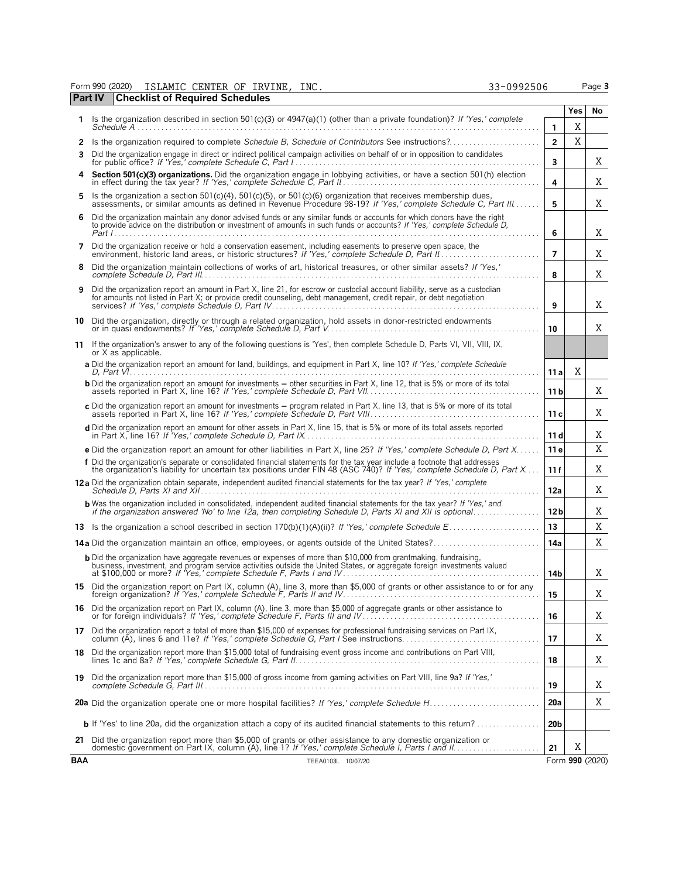Form 990 (2020) ISLAMIC CENTER OF IRVINE, INC. 33-0992506 Page 3

## Part IV Checklist of Required Schedules

| | | | Yes | No |
|---|---|---|---|---|
| 1 | Is the organization described in section 501(c)(3) or 4947(a)(1) (other than a private foundation)? *If 'Yes,' complete Schedule A* | 1 | X | |
| 2 | Is the organization required to complete *Schedule B, Schedule of Contributors* See instructions? | 2 | X | |
| 3 | Did the organization engage in direct or indirect political campaign activities on behalf of or in opposition to candidates for public office? *If 'Yes,' complete Schedule C, Part I* | 3 | | X |
| 4 | **Section 501(c)(3) organizations.** Did the organization engage in lobbying activities, or have a section 501(h) election in effect during the tax year? *If 'Yes,' complete Schedule C, Part II* | 4 | | X |
| 5 | Is the organization a section 501(c)(4), 501(c)(5), or 501(c)(6) organization that receives membership dues, assessments, or similar amounts as defined in Revenue Procedure 98-19? *If 'Yes,' complete Schedule C, Part III* | 5 | | X |
| 6 | Did the organization maintain any donor advised funds or any similar funds or accounts for which donors have the right to provide advice on the distribution or investment of amounts in such funds or accounts? *If 'Yes,' complete Schedule D, Part I* | 6 | | X |
| 7 | Did the organization receive or hold a conservation easement, including easements to preserve open space, the environment, historic land areas, or historic structures? *If 'Yes,' complete Schedule D, Part II* | 7 | | X |
| 8 | Did the organization maintain collections of works of art, historical treasures, or other similar assets? *If 'Yes,' complete Schedule D, Part III* | 8 | | X |
| 9 | Did the organization report an amount in Part X, line 21, for escrow or custodial account liability, serve as a custodian for amounts not listed in Part X; or provide credit counseling, debt management, credit repair, or debt negotiation services? *If 'Yes,' complete Schedule D, Part IV* | 9 | | X |
| 10 | Did the organization, directly or through a related organization, hold assets in donor-restricted endowments or in quasi endowments? *If 'Yes,' complete Schedule D, Part V* | 10 | | X |
| 11 | If the organization's answer to any of the following questions is 'Yes', then complete Schedule D, Parts VI, VII, VIII, IX, or X as applicable. | | | |
| | **a** Did the organization report an amount for land, buildings, and equipment in Part X, line 10? *If 'Yes,' complete Schedule D, Part VI* | 11 a | X | |
| | **b** Did the organization report an amount for investments — other securities in Part X, line 12, that is 5% or more of its total assets reported in Part X, line 16? *If 'Yes,' complete Schedule D, Part VII* | 11 b | | X |
| | **c** Did the organization report an amount for investments — program related in Part X, line 13, that is 5% or more of its total assets reported in Part X, line 16? *If 'Yes,' complete Schedule D, Part VIII* | 11 c | | X |
| | **d** Did the organization report an amount for other assets in Part X, line 15, that is 5% or more of its total assets reported in Part X, line 16? *If 'Yes,' complete Schedule D, Part IX* | 11 d | | X |
| | **e** Did the organization report an amount for other liabilities in Part X, line 25? *If 'Yes,' complete Schedule D, Part X* | 11 e | | X |
| | **f** Did the organization's separate or consolidated financial statements for the tax year include a footnote that addresses the organization's liability for uncertain tax positions under FIN 48 (ASC 740)? *If 'Yes,' complete Schedule D, Part X* | 11 f | | X |
| 12a | Did the organization obtain separate, independent audited financial statements for the tax year? *If 'Yes,' complete Schedule D, Parts XI and XII* | 12a | | X |
| | **b** Was the organization included in consolidated, independent audited financial statements for the tax year? *If 'Yes,' and if the organization answered 'No' to line 12a, then completing Schedule D, Parts XI and XII is optional* | 12b | | X |
| 13 | Is the organization a school described in section 170(b)(1)(A)(ii)? *If 'Yes,' complete Schedule E* | 13 | | X |
| 14a | Did the organization maintain an office, employees, or agents outside of the United States? | 14a | | X |
| | **b** Did the organization have aggregate revenues or expenses of more than $10,000 from grantmaking, fundraising, business, investment, and program service activities outside the United States, or aggregate foreign investments valued at $100,000 or more? *If 'Yes,' complete Schedule F, Parts I and IV* | 14b | | X |
| 15 | Did the organization report on Part IX, column (A), line 3, more than $5,000 of grants or other assistance to or for any foreign organization? *If 'Yes,' complete Schedule F, Parts II and IV* | 15 | | X |
| 16 | Did the organization report on Part IX, column (A), line 3, more than $5,000 of aggregate grants or other assistance to or for foreign individuals? *If 'Yes,' complete Schedule F, Parts III and IV* | 16 | | X |
| 17 | Did the organization report a total of more than $15,000 of expenses for professional fundraising services on Part IX, column (A), lines 6 and 11e? *If 'Yes,' complete Schedule G, Part I* See instructions | 17 | | X |
| 18 | Did the organization report more than $15,000 total of fundraising event gross income and contributions on Part VIII, lines 1c and 8a? *If 'Yes,' complete Schedule G, Part II* | 18 | | X |
| 19 | Did the organization report more than $15,000 of gross income from gaming activities on Part VIII, line 9a? *If 'Yes,' complete Schedule G, Part III* | 19 | | X |
| 20a | Did the organization operate one or more hospital facilities? *If 'Yes,' complete Schedule H* | 20a | | X |
| | **b** If 'Yes' to line 20a, did the organization attach a copy of its audited financial statements to this return? | 20b | | |
| 21 | Did the organization report more than $5,000 of grants or other assistance to any domestic organization or domestic government on Part IX, column (A), line 1? *If 'Yes,' complete Schedule I, Parts I and II* | 21 | X | |

BAA TEEA0103L 10/07/20 Form **990** (2020)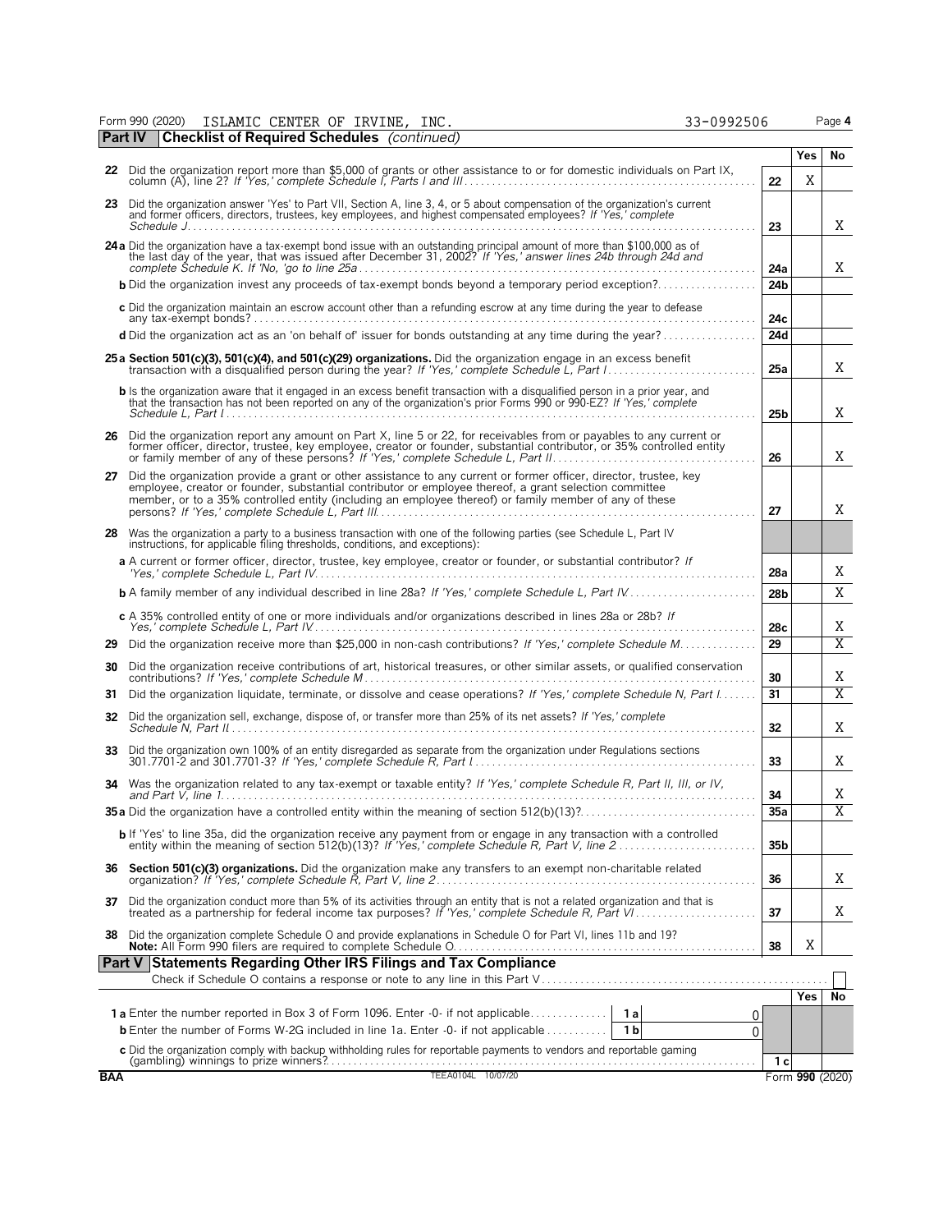Form 990 (2020) ISLAMIC CENTER OF IRVINE, INC. 33-0992506 Page 4

## Part IV Checklist of Required Schedules *(continued)*

| | | | Yes | No |
|---|---|---|---|---|
| 22 | Did the organization report more than $5,000 of grants or other assistance to or for domestic individuals on Part IX, column (A), line 2? *If 'Yes,' complete Schedule I, Parts I and III* | 22 | X | |
| 23 | Did the organization answer 'Yes' to Part VII, Section A, line 3, 4, or 5 about compensation of the organization's current and former officers, directors, trustees, key employees, and highest compensated employees? *If 'Yes,' complete Schedule J* | 23 | | X |
| 24a | Did the organization have a tax-exempt bond issue with an outstanding principal amount of more than $100,000 as of the last day of the year, that was issued after December 31, 2002? *If 'Yes,' answer lines 24b through 24d and complete Schedule K. If 'No,' go to line 25a* | 24a | | X |
| b | Did the organization invest any proceeds of tax-exempt bonds beyond a temporary period exception? | 24b | | |
| c | Did the organization maintain an escrow account other than a refunding escrow at any time during the year to defease any tax-exempt bonds? | 24c | | |
| d | Did the organization act as an 'on behalf of' issuer for bonds outstanding at any time during the year? | 24d | | |
| 25a | **Section 501(c)(3), 501(c)(4), and 501(c)(29) organizations.** Did the organization engage in an excess benefit transaction with a disqualified person during the year? *If 'Yes,' complete Schedule L, Part I* | 25a | | X |
| b | Is the organization aware that it engaged in an excess benefit transaction with a disqualified person in a prior year, and that the transaction has not been reported on any of the organization's prior Forms 990 or 990-EZ? *If 'Yes,' complete Schedule L, Part I* | 25b | | X |
| 26 | Did the organization report any amount on Part X, line 5 or 22, for receivables from or payables to any current or former officer, director, trustee, key employee, creator or founder, substantial contributor, or 35% controlled entity or family member of any of these persons? *If 'Yes,' complete Schedule L, Part II* | 26 | | X |
| 27 | Did the organization provide a grant or other assistance to any current or former officer, director, trustee, key employee, creator or founder, substantial contributor or employee thereof, a grant selection committee member, or to a 35% controlled entity (including an employee thereof) or family member of any of these persons? *If 'Yes,' complete Schedule L, Part III* | 27 | | X |
| 28 | Was the organization a party to a business transaction with one of the following parties (see Schedule L, Part IV instructions, for applicable filing thresholds, conditions, and exceptions): | | | |
| a | A current or former officer, director, trustee, key employee, creator or founder, or substantial contributor? *If 'Yes,' complete Schedule L, Part IV* | 28a | | X |
| b | A family member of any individual described in line 28a? *If 'Yes,' complete Schedule L, Part IV* | 28b | | X |
| c | A 35% controlled entity of one or more individuals and/or organizations described in lines 28a or 28b? *If Yes,' complete Schedule L, Part IV* | 28c | | X |
| 29 | Did the organization receive more than $25,000 in non-cash contributions? *If 'Yes,' complete Schedule M* | 29 | | X |
| 30 | Did the organization receive contributions of art, historical treasures, or other similar assets, or qualified conservation contributions? *If 'Yes,' complete Schedule M* | 30 | | X |
| 31 | Did the organization liquidate, terminate, or dissolve and cease operations? *If 'Yes,' complete Schedule N, Part I* | 31 | | X |
| 32 | Did the organization sell, exchange, dispose of, or transfer more than 25% of its net assets? *If 'Yes,' complete Schedule N, Part II* | 32 | | X |
| 33 | Did the organization own 100% of an entity disregarded as separate from the organization under Regulations sections 301.7701-2 and 301.7701-3? *If 'Yes,' complete Schedule R, Part I* | 33 | | X |
| 34 | Was the organization related to any tax-exempt or taxable entity? *If 'Yes,' complete Schedule R, Part II, III, or IV, and Part V, line 1* | 34 | | X |
| 35a | Did the organization have a controlled entity within the meaning of section 512(b)(13)? | 35a | | X |
| b | If 'Yes' to line 35a, did the organization receive any payment from or engage in any transaction with a controlled entity within the meaning of section 512(b)(13)? *If 'Yes,' complete Schedule R, Part V, line 2* | 35b | | |
| 36 | **Section 501(c)(3) organizations.** Did the organization make any transfers to an exempt non-charitable related organization? *If 'Yes,' complete Schedule R, Part V, line 2* | 36 | | X |
| 37 | Did the organization conduct more than 5% of its activities through an entity that is not a related organization and that is treated as a partnership for federal income tax purposes? *If 'Yes,' complete Schedule R, Part VI* | 37 | | X |
| 38 | Did the organization complete Schedule O and provide explanations in Schedule O for Part VI, lines 11b and 19? **Note:** All Form 990 filers are required to complete Schedule O. | 38 | X | |

## Part V Statements Regarding Other IRS Filings and Tax Compliance

Check if Schedule O contains a response or note to any line in this Part V ☐

| | | | | | Yes | No |
|---|---|---|---|---|---|---|
| 1a | Enter the number reported in Box 3 of Form 1096. Enter -0- if not applicable | 1a | 0 | | | |
| b | Enter the number of Forms W-2G included in line 1a. Enter -0- if not applicable | 1b | 0 | | | |
| c | Did the organization comply with backup withholding rules for reportable payments to vendors and reportable gaming (gambling) winnings to prize winners? | | | 1c | | |

BAA TEEA0104L 10/07/20 Form **990** (2020)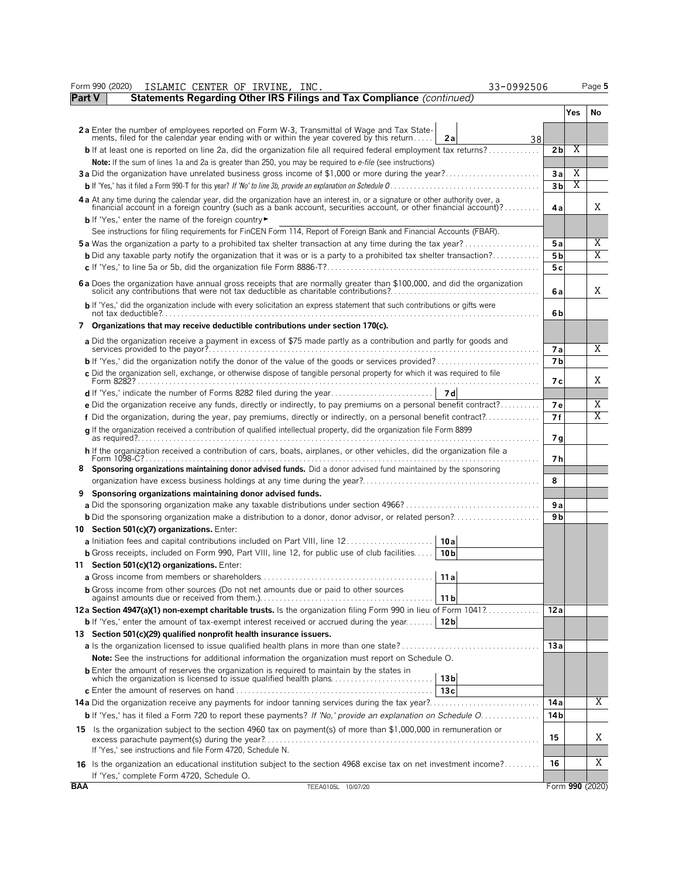Form 990 (2020) ISLAMIC CENTER OF IRVINE, INC. 33-0992506

## Part V Statements Regarding Other IRS Filings and Tax Compliance *(continued)*

| | | | Yes | No |
|---|---|---|---|---|
| **2a** Enter the number of employees reported on Form W-3, Transmittal of Wage and Tax Statements, filed for the calendar year ending with or within the year covered by this return | 2a | 38 | | |
| **b** If at least one is reported on line 2a, did the organization file all required federal employment tax returns? | | 2b | X | |
| **Note:** If the sum of lines 1a and 2a is greater than 250, you may be required to *e-file* (see instructions) | | | | |
| **3a** Did the organization have unrelated business gross income of $1,000 or more during the year? | | 3a | X | |
| **b** If 'Yes,' has it filed a Form 990-T for this year? *If 'No' to line 3b, provide an explanation on Schedule O* | | 3b | X | |
| **4a** At any time during the calendar year, did the organization have an interest in, or a signature or other authority over, a financial account in a foreign country (such as a bank account, securities account, or other financial account)? | | 4a | | X |
| **b** If 'Yes,' enter the name of the foreign country ► | | | | |
| See instructions for filing requirements for FinCEN Form 114, Report of Foreign Bank and Financial Accounts (FBAR). | | | | |
| **5a** Was the organization a party to a prohibited tax shelter transaction at any time during the tax year? | | 5a | | X |
| **b** Did any taxable party notify the organization that it was or is a party to a prohibited tax shelter transaction? | | 5b | | X |
| **c** If 'Yes,' to line 5a or 5b, did the organization file Form 8886-T? | | 5c | | |
| **6a** Does the organization have annual gross receipts that are normally greater than $100,000, and did the organization solicit any contributions that were not tax deductible as charitable contributions? | | 6a | | X |
| **b** If 'Yes,' did the organization include with every solicitation an express statement that such contributions or gifts were not tax deductible? | | 6b | | |
| **7 Organizations that may receive deductible contributions under section 170(c).** | | | | |
| **a** Did the organization receive a payment in excess of $75 made partly as a contribution and partly for goods and services provided to the payor? | | 7a | | X |
| **b** If 'Yes,' did the organization notify the donor of the value of the goods or services provided? | | 7b | | |
| **c** Did the organization sell, exchange, or otherwise dispose of tangible personal property for which it was required to file Form 8282? | | 7c | | X |
| **d** If 'Yes,' indicate the number of Forms 8282 filed during the year | 7d | | | |
| **e** Did the organization receive any funds, directly or indirectly, to pay premiums on a personal benefit contract? | | 7e | | X |
| **f** Did the organization, during the year, pay premiums, directly or indirectly, on a personal benefit contract? | | 7f | | X |
| **g** If the organization received a contribution of qualified intellectual property, did the organization file Form 8899 as required? | | 7g | | |
| **h** If the organization received a contribution of cars, boats, airplanes, or other vehicles, did the organization file a Form 1098-C? | | 7h | | |
| **8 Sponsoring organizations maintaining donor advised funds.** Did a donor advised fund maintained by the sponsoring organization have excess business holdings at any time during the year? | | 8 | | |
| **9 Sponsoring organizations maintaining donor advised funds.** | | | | |
| **a** Did the sponsoring organization make any taxable distributions under section 4966? | | 9a | | |
| **b** Did the sponsoring organization make a distribution to a donor, donor advisor, or related person? | | 9b | | |
| **10 Section 501(c)(7) organizations.** Enter: | | | | |
| **a** Initiation fees and capital contributions included on Part VIII, line 12 | 10a | | | |
| **b** Gross receipts, included on Form 990, Part VIII, line 12, for public use of club facilities | 10b | | | |
| **11 Section 501(c)(12) organizations.** Enter: | | | | |
| **a** Gross income from members or shareholders | 11a | | | |
| **b** Gross income from other sources (Do not net amounts due or paid to other sources against amounts due or received from them.) | 11b | | | |
| **12a Section 4947(a)(1) non-exempt charitable trusts.** Is the organization filing Form 990 in lieu of Form 1041? | | 12a | | |
| **b** If 'Yes,' enter the amount of tax-exempt interest received or accrued during the year | 12b | | | |
| **13 Section 501(c)(29) qualified nonprofit health insurance issuers.** | | | | |
| **a** Is the organization licensed to issue qualified health plans in more than one state? | | 13a | | |
| **Note:** See the instructions for additional information the organization must report on Schedule O. | | | | |
| **b** Enter the amount of reserves the organization is required to maintain by the states in which the organization is licensed to issue qualified health plans | 13b | | | |
| **c** Enter the amount of reserves on hand | 13c | | | |
| **14a** Did the organization receive any payments for indoor tanning services during the tax year? | | 14a | | X |
| **b** If 'Yes,' has it filed a Form 720 to report these payments? *If 'No,' provide an explanation on Schedule O* | | 14b | | |
| **15** Is the organization subject to the section 4960 tax on payment(s) of more than $1,000,000 in remuneration or excess parachute payment(s) during the year? If 'Yes,' see instructions and file Form 4720, Schedule N. | | 15 | | X |
| **16** Is the organization an educational institution subject to the section 4968 excise tax on net investment income? If 'Yes,' complete Form 4720, Schedule O. | | 16 | | X |

BAA TEEA0105L 10/07/20 Form **990** (2020)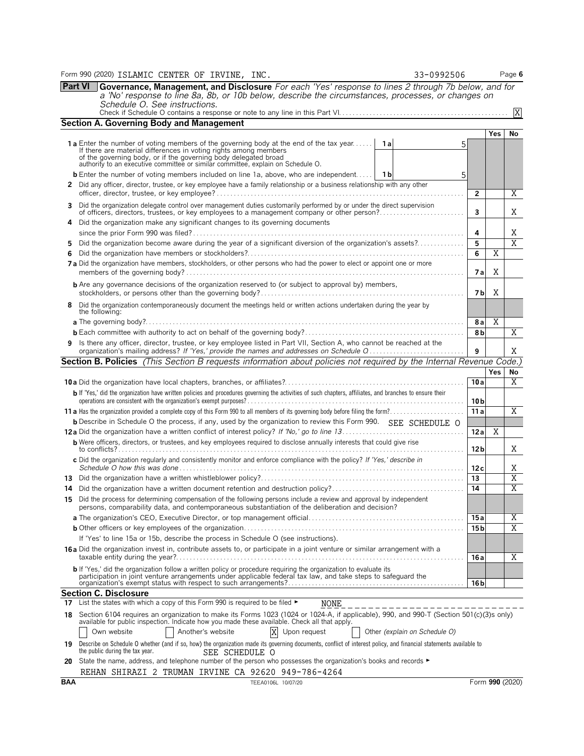Form 990 (2020) ISLAMIC CENTER OF IRVINE, INC. 33-0992506 Page 6

**Part VI Governance, Management, and Disclosure** *For each 'Yes' response to lines 2 through 7b below, and for a 'No' response to line 8a, 8b, or 10b below, describe the circumstances, processes, or changes on Schedule O. See instructions.*

Check if Schedule O contains a response or note to any line in this Part VI . . . . . . [X]

## Section A. Governing Body and Management

| | | | Yes | No |
|---|---|---|---|---|
| **1a** Enter the number of voting members of the governing body at the end of the tax year . . . **1a** 5. If there are material differences in voting rights among members of the governing body, or if the governing body delegated broad authority to an executive committee or similar committee, explain on Schedule O. | | | | |
| **b** Enter the number of voting members included on line 1a, above, who are independent . . . **1b** 5 | | | | |
| **2** Did any officer, director, trustee, or key employee have a family relationship or a business relationship with any other officer, director, trustee, or key employee? | **2** | | | X |
| **3** Did the organization delegate control over management duties customarily performed by or under the direct supervision of officers, directors, trustees, or key employees to a management company or other person? | **3** | | | X |
| **4** Did the organization make any significant changes to its governing documents since the prior Form 990 was filed? | **4** | | | X |
| **5** Did the organization become aware during the year of a significant diversion of the organization's assets? | **5** | | | X |
| **6** Did the organization have members or stockholders? | **6** | | X | |
| **7a** Did the organization have members, stockholders, or other persons who had the power to elect or appoint one or more members of the governing body? | **7a** | | X | |
| **b** Are any governance decisions of the organization reserved to (or subject to approval by) members, stockholders, or persons other than the governing body? | **7b** | | X | |
| **8** Did the organization contemporaneously document the meetings held or written actions undertaken during the year by the following: | | | | |
| **a** The governing body? | **8a** | | X | |
| **b** Each committee with authority to act on behalf of the governing body? | **8b** | | | X |
| **9** Is there any officer, director, trustee, or key employee listed in Part VII, Section A, who cannot be reached at the organization's mailing address? *If 'Yes,' provide the names and addresses on Schedule O* | **9** | | | X |

## Section B. Policies *(This Section B requests information about policies not required by the Internal Revenue Code.)*

| | | Yes | No |
|---|---|---|---|
| **10a** Did the organization have local chapters, branches, or affiliates? | **10a** | | X |
| **b** If 'Yes,' did the organization have written policies and procedures governing the activities of such chapters, affiliates, and branches to ensure their operations are consistent with the organization's exempt purposes? | **10b** | | |
| **11a** Has the organization provided a complete copy of this Form 990 to all members of its governing body before filing the form? | **11a** | | X |
| **b** Describe in Schedule O the process, if any, used by the organization to review this Form 990. SEE SCHEDULE O | | | |
| **12a** Did the organization have a written conflict of interest policy? *If 'No,' go to line 13* | **12a** | X | |
| **b** Were officers, directors, or trustees, and key employees required to disclose annually interests that could give rise to conflicts? | **12b** | | X |
| **c** Did the organization regularly and consistently monitor and enforce compliance with the policy? *If 'Yes,' describe in Schedule O how this was done* | **12c** | | X |
| **13** Did the organization have a written whistleblower policy? | **13** | | X |
| **14** Did the organization have a written document retention and destruction policy? | **14** | | X |
| **15** Did the process for determining compensation of the following persons include a review and approval by independent persons, comparability data, and contemporaneous substantiation of the deliberation and decision? | | | |
| **a** The organization's CEO, Executive Director, or top management official | **15a** | | X |
| **b** Other officers or key employees of the organization | **15b** | | X |
| If 'Yes' to line 15a or 15b, describe the process in Schedule O (see instructions). | | | |
| **16a** Did the organization invest in, contribute assets to, or participate in a joint venture or similar arrangement with a taxable entity during the year? | **16a** | | X |
| **b** If 'Yes,' did the organization follow a written policy or procedure requiring the organization to evaluate its participation in joint venture arrangements under applicable federal tax law, and take steps to safeguard the organization's exempt status with respect to such arrangements? | **16b** | | |

## Section C. Disclosure

**17** List the states with which a copy of this Form 990 is required to be filed ► NONE

**18** Section 6104 requires an organization to make its Forms 1023 (1024 or 1024-A, if applicable), 990, and 990-T (Section 501(c)(3)s only) available for public inspection. Indicate how you made these available. Check all that apply.

[ ] Own website [ ] Another's website [X] Upon request [ ] Other *(explain on Schedule O)*

**19** Describe on Schedule O whether (and if so, how) the organization made its governing documents, conflict of interest policy, and financial statements available to the public during the tax year. SEE SCHEDULE O

**20** State the name, address, and telephone number of the person who possesses the organization's books and records ►

REHAN SHIRAZI 2 TRUMAN IRVINE CA 92620 949-786-4264

BAA TEEA0106L 10/07/20 Form **990** (2020)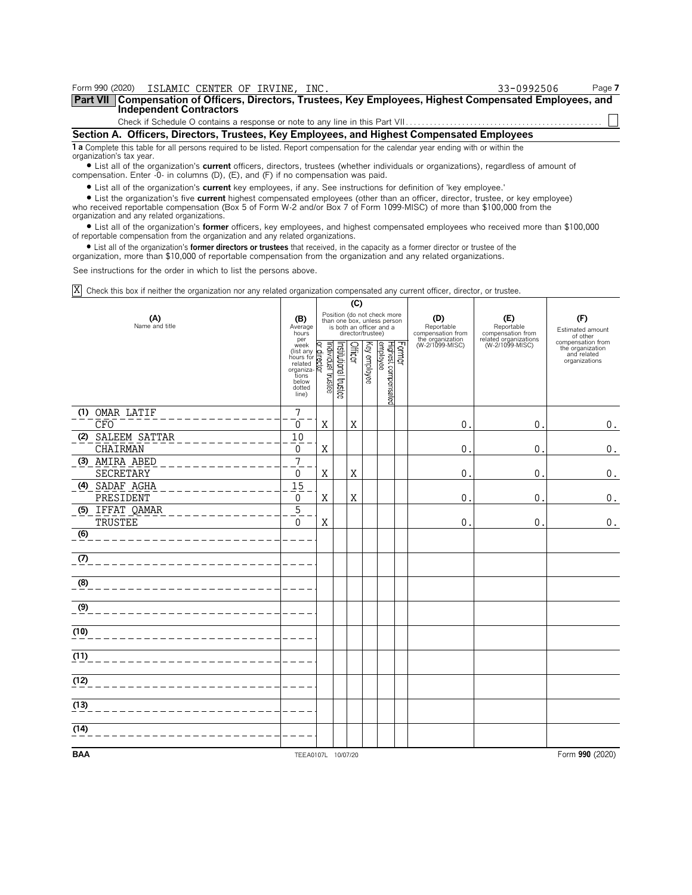Form 990 (2020) ISLAMIC CENTER OF IRVINE, INC. 33-0992506 Page 7

## Part VII Compensation of Officers, Directors, Trustees, Key Employees, Highest Compensated Employees, and Independent Contractors

Check if Schedule O contains a response or note to any line in this Part VII . . . . . . . . . . . . . . . . . . . . . . . . . . . . . . . . . . . . . . . . . . . . . . . . . ☐

### Section A. Officers, Directors, Trustees, Key Employees, and Highest Compensated Employees

**1 a** Complete this table for all persons required to be listed. Report compensation for the calendar year ending with or within the organization's tax year.

- List all of the organization's **current** officers, directors, trustees (whether individuals or organizations), regardless of amount of compensation. Enter -0- in columns (D), (E), and (F) if no compensation was paid.
- List all of the organization's **current** key employees, if any. See instructions for definition of 'key employee.'
- List the organization's five **current** highest compensated employees (other than an officer, director, trustee, or key employee) who received reportable compensation (Box 5 of Form W-2 and/or Box 7 of Form 1099-MISC) of more than $100,000 from the organization and any related organizations.
- List all of the organization's **former** officers, key employees, and highest compensated employees who received more than $100,000 of reportable compensation from the organization and any related organizations.
- List all of the organization's **former directors or trustees** that received, in the capacity as a former director or trustee of the organization, more than $10,000 of reportable compensation from the organization and any related organizations.

See instructions for the order in which to list the persons above.

☒ Check this box if neither the organization nor any related organization compensated any current officer, director, or trustee.

| (A) Name and title | (B) Average hours per week (list any hours for related organizations below dotted line) | (C) Position (do not check more than one box, unless person is both an officer and a director/trustee) | | | | | | (D) Reportable compensation from the organization (W-2/1099-MISC) | (E) Reportable compensation from related organizations (W-2/1099-MISC) | (F) Estimated amount of other compensation from the organization and related organizations |
|---|---|---|---|---|---|---|---|---|---|---|
| | | Individual trustee or director | Institutional trustee | Officer | Key employee | Highest compensated employee | Former | | | |
| (1) OMAR LATIF<br>CFO | 7<br>0 | X | | X | | | | 0. | 0. | 0. |
| (2) SALEEM SATTAR<br>CHAIRMAN | 10<br>0 | X | | | | | | 0. | 0. | 0. |
| (3) AMIRA ABED<br>SECRETARY | 7<br>0 | X | | X | | | | 0. | 0. | 0. |
| (4) SADAF AGHA<br>PRESIDENT | 15<br>0 | X | | X | | | | 0. | 0. | 0. |
| (5) IFFAT QAMAR<br>TRUSTEE | 5<br>0 | X | | | | | | 0. | 0. | 0. |
| (6) | | | | | | | | | | |
| (7) | | | | | | | | | | |
| (8) | | | | | | | | | | |
| (9) | | | | | | | | | | |
| (10) | | | | | | | | | | |
| (11) | | | | | | | | | | |
| (12) | | | | | | | | | | |
| (13) | | | | | | | | | | |
| (14) | | | | | | | | | | |

BAA TEEA0107L 10/07/20 Form 990 (2020)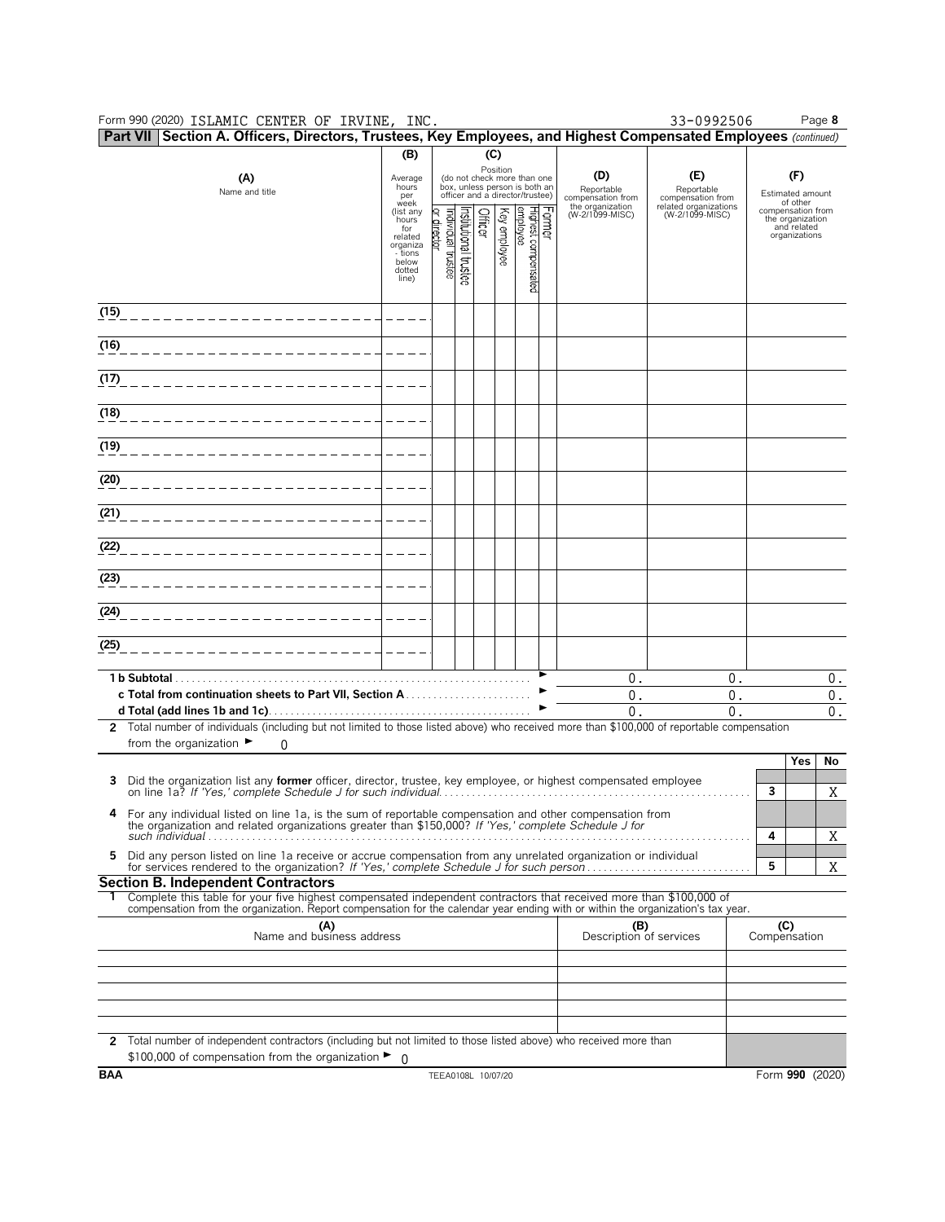Form 990 (2020) ISLAMIC CENTER OF IRVINE, INC. 33-0992506 Page **8**

**Part VII Section A. Officers, Directors, Trustees, Key Employees, and Highest Compensated Employees** *(continued)*

| (A) Name and title | (B) Average hours per week (list any hours for related organizations below dotted line) | (C) Position: Individual trustee or director | Institutional trustee | Officer | Key employee | Highest compensated employee | Former | (D) Reportable compensation from the organization (W-2/1099-MISC) | (E) Reportable compensation from related organizations (W-2/1099-MISC) | (F) Estimated amount of other compensation from the organization and related organizations |
|---|---|---|---|---|---|---|---|---|---|---|
| (15) | | | | | | | | | | |
| (16) | | | | | | | | | | |
| (17) | | | | | | | | | | |
| (18) | | | | | | | | | | |
| (19) | | | | | | | | | | |
| (20) | | | | | | | | | | |
| (21) | | | | | | | | | | |
| (22) | | | | | | | | | | |
| (23) | | | | | | | | | | |
| (24) | | | | | | | | | | |
| (25) | | | | | | | | | | |
| **1 b Subtotal** | | | | | | | | 0. | 0. | 0. |
| **c Total from continuation sheets to Part VII, Section A** | | | | | | | | 0. | 0. | 0. |
| **d Total (add lines 1b and 1c)** | | | | | | | | 0. | 0. | 0. |

**2** Total number of individuals (including but not limited to those listed above) who received more than $100,000 of reportable compensation from the organization ► 0

| | | | Yes | No |
|---|---|---|---|---|
| **3** | Did the organization list any **former** officer, director, trustee, key employee, or highest compensated employee on line 1a? *If 'Yes,' complete Schedule J for such individual* | 3 | | X |
| **4** | For any individual listed on line 1a, is the sum of reportable compensation and other compensation from the organization and related organizations greater than $150,000? *If 'Yes,' complete Schedule J for such individual* | 4 | | X |
| **5** | Did any person listed on line 1a receive or accrue compensation from any unrelated organization or individual for services rendered to the organization? *If 'Yes,' complete Schedule J for such person* | 5 | | X |

**Section B. Independent Contractors**

**1** Complete this table for your five highest compensated independent contractors that received more than $100,000 of compensation from the organization. Report compensation for the calendar year ending with or within the organization's tax year.

| (A) Name and business address | (B) Description of services | (C) Compensation |
|---|---|---|
| | | |
| | | |
| | | |
| | | |
| | | |

**2** Total number of independent contractors (including but not limited to those listed above) who received more than $100,000 of compensation from the organization ► 0

BAA TEEA0108L 10/07/20 Form **990** (2020)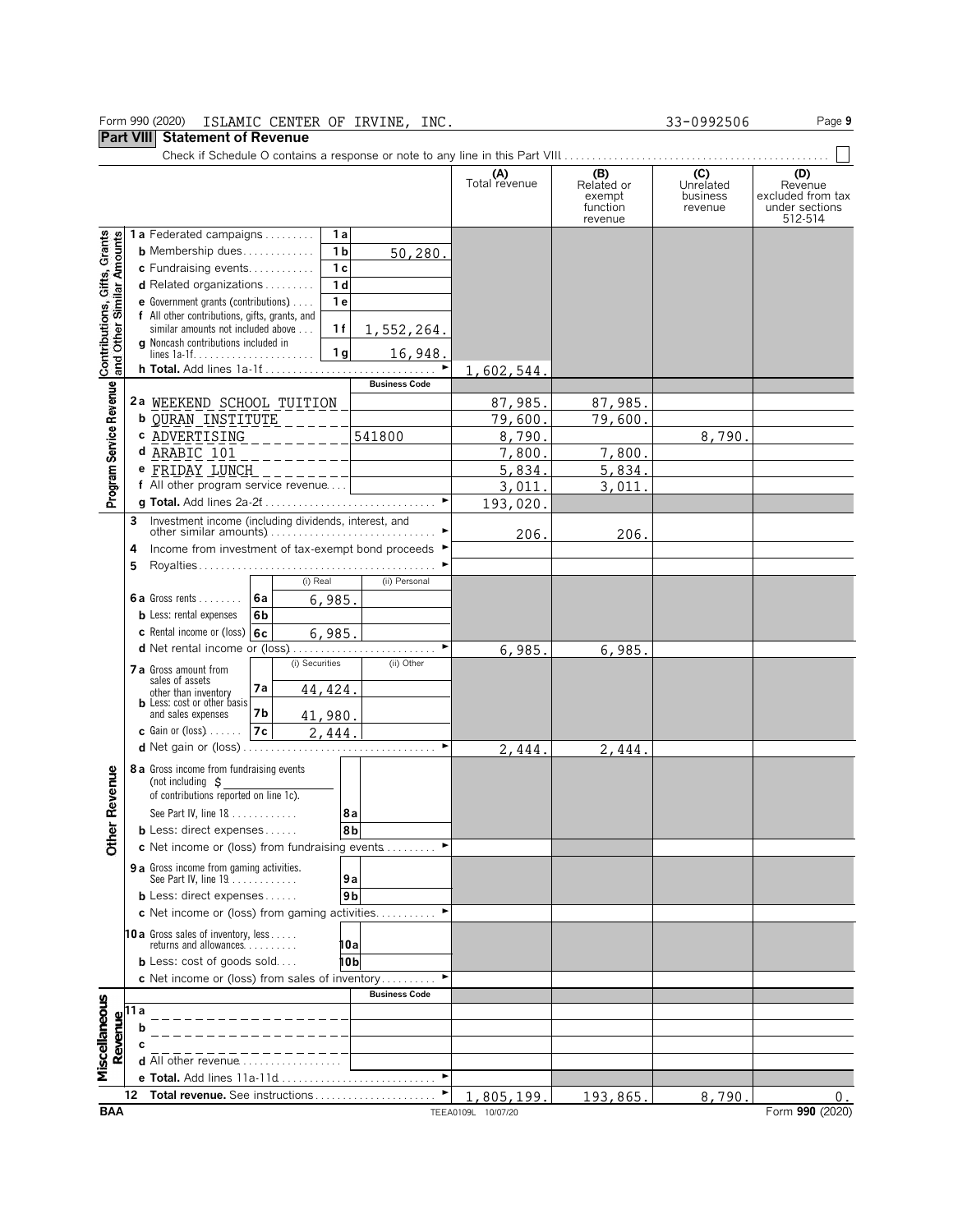Form 990 (2020) ISLAMIC CENTER OF IRVINE, INC. 33-0992506

## Part VIII Statement of Revenue

Check if Schedule O contains a response or note to any line in this Part VIII ☐

| | | | (A) Total revenue | (B) Related or exempt function revenue | (C) Unrelated business revenue | (D) Revenue excluded from tax under sections 512-514 |
|---|---|---|---|---|---|---|
| **Contributions, Gifts, Grants and Other Similar Amounts** | 1a Federated campaigns — 1a | | | | | |
| | b Membership dues — 1b | 50,280. | | | | |
| | c Fundraising events — 1c | | | | | |
| | d Related organizations — 1d | | | | | |
| | e Government grants (contributions) — 1e | | | | | |
| | f All other contributions, gifts, grants, and similar amounts not included above — 1f | 1,552,264. | | | | |
| | g Noncash contributions included in lines 1a-1f — 1g | 16,948. | | | | |
| | h **Total.** Add lines 1a-1f | | 1,602,544. | | | |
| **Program Service Revenue** | | **Business Code** | | | | |
| | 2a WEEKEND SCHOOL TUITION | | 87,985. | 87,985. | | |
| | b QURAN INSTITUTE | | 79,600. | 79,600. | | |
| | c ADVERTISING | 541800 | 8,790. | | 8,790. | |
| | d ARABIC 101 | | 7,800. | 7,800. | | |
| | e FRIDAY LUNCH | | 5,834. | 5,834. | | |
| | f All other program service revenue | | 3,011. | 3,011. | | |
| | g **Total.** Add lines 2a-2f | | 193,020. | | | |
| **Other Revenue** | 3 Investment income (including dividends, interest, and other similar amounts) | | 206. | 206. | | |
| | 4 Income from investment of tax-exempt bond proceeds | | | | | |
| | 5 Royalties | | | | | |
| | 6a Gross rents — 6a — (i) Real: 6,985. — (ii) Personal: | | | | | |
| | b Less: rental expenses — 6b | | | | | |
| | c Rental income or (loss) — 6c — (i) Real: 6,985. — (ii) Personal: | | | | | |
| | d Net rental income or (loss) | | 6,985. | 6,985. | | |
| | 7a Gross amount from sales of assets other than inventory — 7a — (i) Securities: 44,424. — (ii) Other: | | | | | |
| | b Less: cost or other basis and sales expenses — 7b — (i) Securities: 41,980. | | | | | |
| | c Gain or (loss) — 7c — (i) Securities: 2,444. | | | | | |
| | d Net gain or (loss) | | 2,444. | 2,444. | | |
| | 8a Gross income from fundraising events (not including $ of contributions reported on line 1c). See Part IV, line 18 — 8a | | | | | |
| | b Less: direct expenses — 8b | | | | | |
| | c Net income or (loss) from fundraising events | | | | | |
| | 9a Gross income from gaming activities. See Part IV, line 19 — 9a | | | | | |
| | b Less: direct expenses — 9b | | | | | |
| | c Net income or (loss) from gaming activities | | | | | |
| | 10a Gross sales of inventory, less returns and allowances — 10a | | | | | |
| | b Less: cost of goods sold — 10b | | | | | |
| | c Net income or (loss) from sales of inventory | | | | | |
| **Miscellaneous Revenue** | | **Business Code** | | | | |
| | 11a | | | | | |
| | b | | | | | |
| | c | | | | | |
| | d All other revenue | | | | | |
| | e **Total.** Add lines 11a-11d | | | | | |
| | 12 **Total revenue.** See instructions | | 1,805,199. | 193,865. | 8,790. | 0. |

BAA TEEA0109L 10/07/20 Form **990** (2020)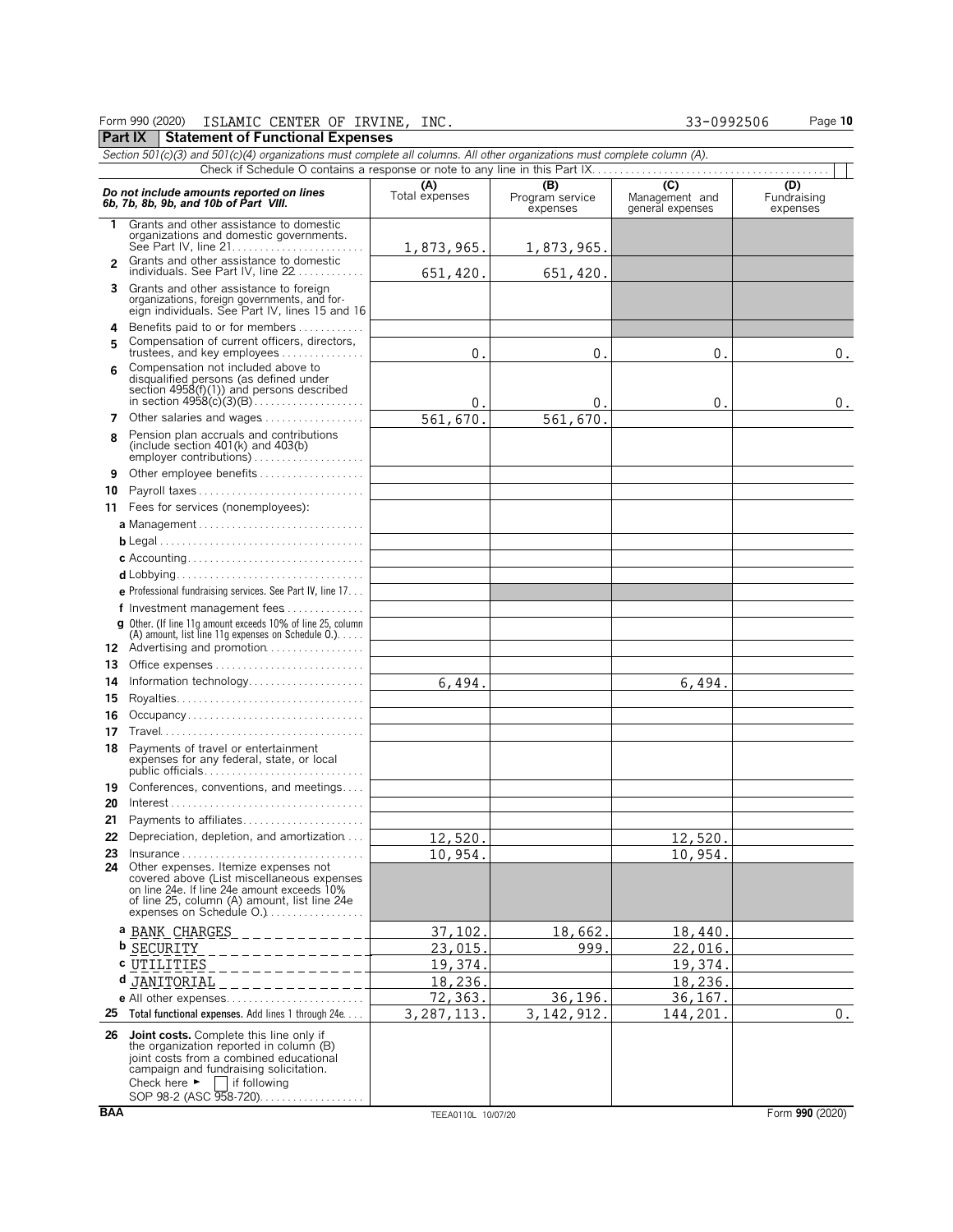Form 990 (2020) ISLAMIC CENTER OF IRVINE, INC. 33-0992506

## Part IX Statement of Functional Expenses

*Section 501(c)(3) and 501(c)(4) organizations must complete all columns. All other organizations must complete column (A).*

Check if Schedule O contains a response or note to any line in this Part IX . . . ☐

| *Do not include amounts reported on lines 6b, 7b, 8b, 9b, and 10b of Part VIII.* | (A) Total expenses | (B) Program service expenses | (C) Management and general expenses | (D) Fundraising expenses |
|---|---|---|---|---|
| 1 Grants and other assistance to domestic organizations and domestic governments. See Part IV, line 21 | 1,873,965. | 1,873,965. | | |
| 2 Grants and other assistance to domestic individuals. See Part IV, line 22 | 651,420. | 651,420. | | |
| 3 Grants and other assistance to foreign organizations, foreign governments, and foreign individuals. See Part IV, lines 15 and 16 | | | | |
| 4 Benefits paid to or for members | | | | |
| 5 Compensation of current officers, directors, trustees, and key employees | 0. | 0. | 0. | 0. |
| 6 Compensation not included above to disqualified persons (as defined under section 4958(f)(1)) and persons described in section 4958(c)(3)(B) | 0. | 0. | 0. | 0. |
| 7 Other salaries and wages | 561,670. | 561,670. | | |
| 8 Pension plan accruals and contributions (include section 401(k) and 403(b) employer contributions) | | | | |
| 9 Other employee benefits | | | | |
| 10 Payroll taxes | | | | |
| 11 Fees for services (nonemployees): | | | | |
| a Management | | | | |
| b Legal | | | | |
| c Accounting | | | | |
| d Lobbying | | | | |
| e Professional fundraising services. See Part IV, line 17 | | | | |
| f Investment management fees | | | | |
| g Other. (If line 11g amount exceeds 10% of line 25, column (A) amount, list line 11g expenses on Schedule O.) | | | | |
| 12 Advertising and promotion | | | | |
| 13 Office expenses | | | | |
| 14 Information technology | 6,494. | | 6,494. | |
| 15 Royalties | | | | |
| 16 Occupancy | | | | |
| 17 Travel | | | | |
| 18 Payments of travel or entertainment expenses for any federal, state, or local public officials | | | | |
| 19 Conferences, conventions, and meetings | | | | |
| 20 Interest | | | | |
| 21 Payments to affiliates | | | | |
| 22 Depreciation, depletion, and amortization | 12,520. | | 12,520. | |
| 23 Insurance | 10,954. | | 10,954. | |
| 24 Other expenses. Itemize expenses not covered above (List miscellaneous expenses on line 24e. If line 24e amount exceeds 10% of line 25, column (A) amount, list line 24e expenses on Schedule O.) | | | | |
| a BANK CHARGES | 37,102. | 18,662. | 18,440. | |
| b SECURITY | 23,015. | 999. | 22,016. | |
| c UTILITIES | 19,374. | | 19,374. | |
| d JANITORIAL | 18,236. | | 18,236. | |
| e All other expenses | 72,363. | 36,196. | 36,167. | |
| 25 **Total functional expenses.** Add lines 1 through 24e | 3,287,113. | 3,142,912. | 144,201. | 0. |
| 26 **Joint costs.** Complete this line only if the organization reported in column (B) joint costs from a combined educational campaign and fundraising solicitation. Check here ► ☐ if following SOP 98-2 (ASC 958-720) | | | | |

BAA TEEA0110L 10/07/20 Form **990** (2020)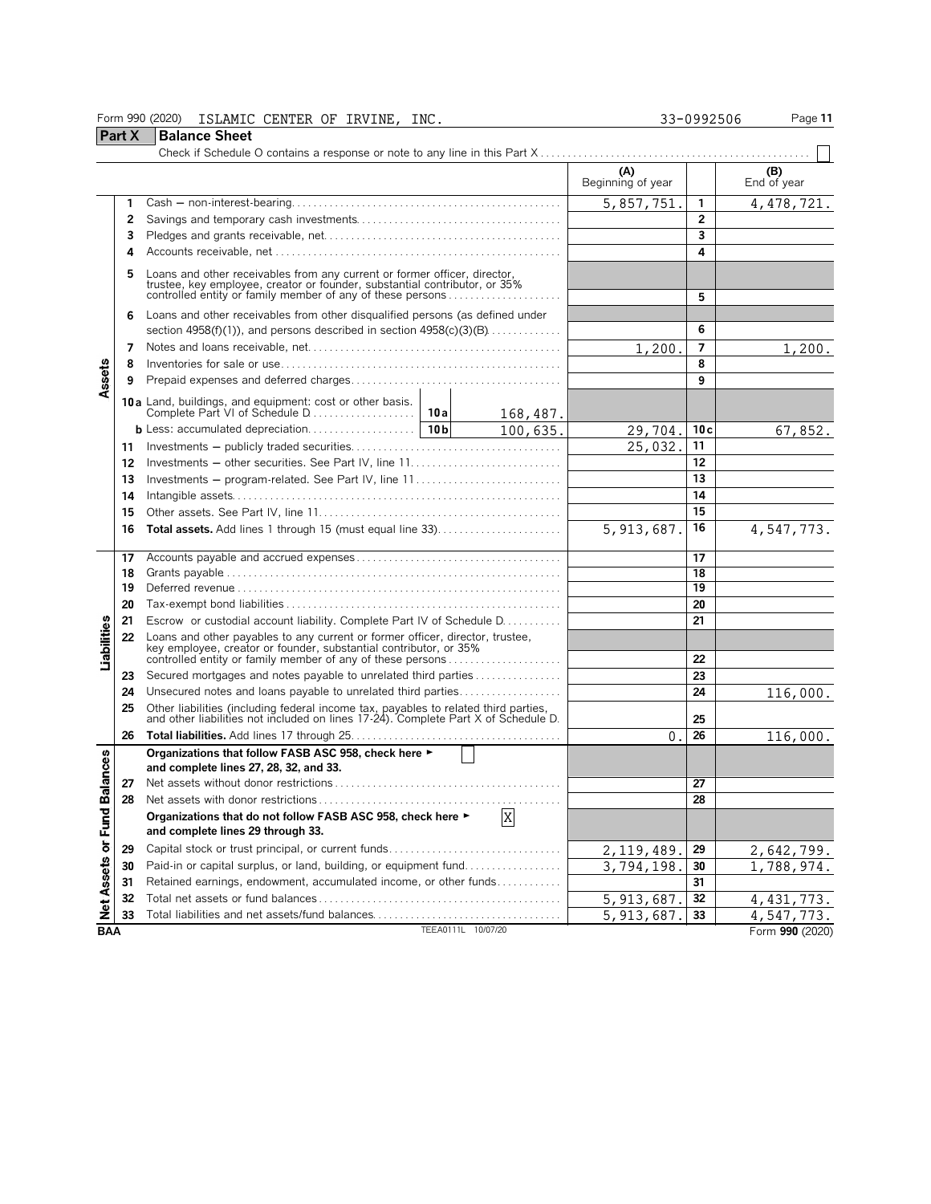Form 990 (2020) ISLAMIC CENTER OF IRVINE, INC. 33-0992506

## Part X Balance Sheet

Check if Schedule O contains a response or note to any line in this Part X . . . . ☐

| | | | (A) Beginning of year | | (B) End of year |
|---|---|---|---|---|---|
| **Assets** | 1 | Cash — non-interest-bearing | 5,857,751. | 1 | 4,478,721. |
| | 2 | Savings and temporary cash investments | | 2 | |
| | 3 | Pledges and grants receivable, net | | 3 | |
| | 4 | Accounts receivable, net | | 4 | |
| | 5 | Loans and other receivables from any current or former officer, director, trustee, key employee, creator or founder, substantial contributor, or 35% controlled entity or family member of any of these persons | | 5 | |
| | 6 | Loans and other receivables from other disqualified persons (as defined under section 4958(f)(1)), and persons described in section 4958(c)(3)(B) | | 6 | |
| | 7 | Notes and loans receivable, net | 1,200. | 7 | 1,200. |
| | 8 | Inventories for sale or use | | 8 | |
| | 9 | Prepaid expenses and deferred charges | | 9 | |
| | 10a | Land, buildings, and equipment: cost or other basis. Complete Part VI of Schedule D . . . 10a 168,487. | | | |
| | b | Less: accumulated depreciation . . . 10b 100,635. | 29,704. | 10c | 67,852. |
| | 11 | Investments — publicly traded securities | 25,032. | 11 | |
| | 12 | Investments — other securities. See Part IV, line 11 | | 12 | |
| | 13 | Investments — program-related. See Part IV, line 11 | | 13 | |
| | 14 | Intangible assets | | 14 | |
| | 15 | Other assets. See Part IV, line 11 | | 15 | |
| | 16 | **Total assets.** Add lines 1 through 15 (must equal line 33) | 5,913,687. | 16 | 4,547,773. |
| **Liabilities** | 17 | Accounts payable and accrued expenses | | 17 | |
| | 18 | Grants payable | | 18 | |
| | 19 | Deferred revenue | | 19 | |
| | 20 | Tax-exempt bond liabilities | | 20 | |
| | 21 | Escrow or custodial account liability. Complete Part IV of Schedule D | | 21 | |
| | 22 | Loans and other payables to any current or former officer, director, trustee, key employee, creator or founder, substantial contributor, or 35% controlled entity or family member of any of these persons | | 22 | |
| | 23 | Secured mortgages and notes payable to unrelated third parties | | 23 | |
| | 24 | Unsecured notes and loans payable to unrelated third parties | | 24 | 116,000. |
| | 25 | Other liabilities (including federal income tax, payables to related third parties, and other liabilities not included on lines 17-24). Complete Part X of Schedule D | | 25 | |
| | 26 | **Total liabilities.** Add lines 17 through 25 | 0. | 26 | 116,000. |
| **Net Assets or Fund Balances** | | **Organizations that follow FASB ASC 958, check here ► ☐ and complete lines 27, 28, 32, and 33.** | | | |
| | 27 | Net assets without donor restrictions | | 27 | |
| | 28 | Net assets with donor restrictions | | 28 | |
| | | **Organizations that do not follow FASB ASC 958, check here ► ☒ and complete lines 29 through 33.** | | | |
| | 29 | Capital stock or trust principal, or current funds | 2,119,489. | 29 | 2,642,799. |
| | 30 | Paid-in or capital surplus, or land, building, or equipment fund | 3,794,198. | 30 | 1,788,974. |
| | 31 | Retained earnings, endowment, accumulated income, or other funds | | 31 | |
| | 32 | Total net assets or fund balances | 5,913,687. | 32 | 4,431,773. |
| | 33 | Total liabilities and net assets/fund balances | 5,913,687. | 33 | 4,547,773. |

BAA TEEA0111L 10/07/20 Form **990** (2020)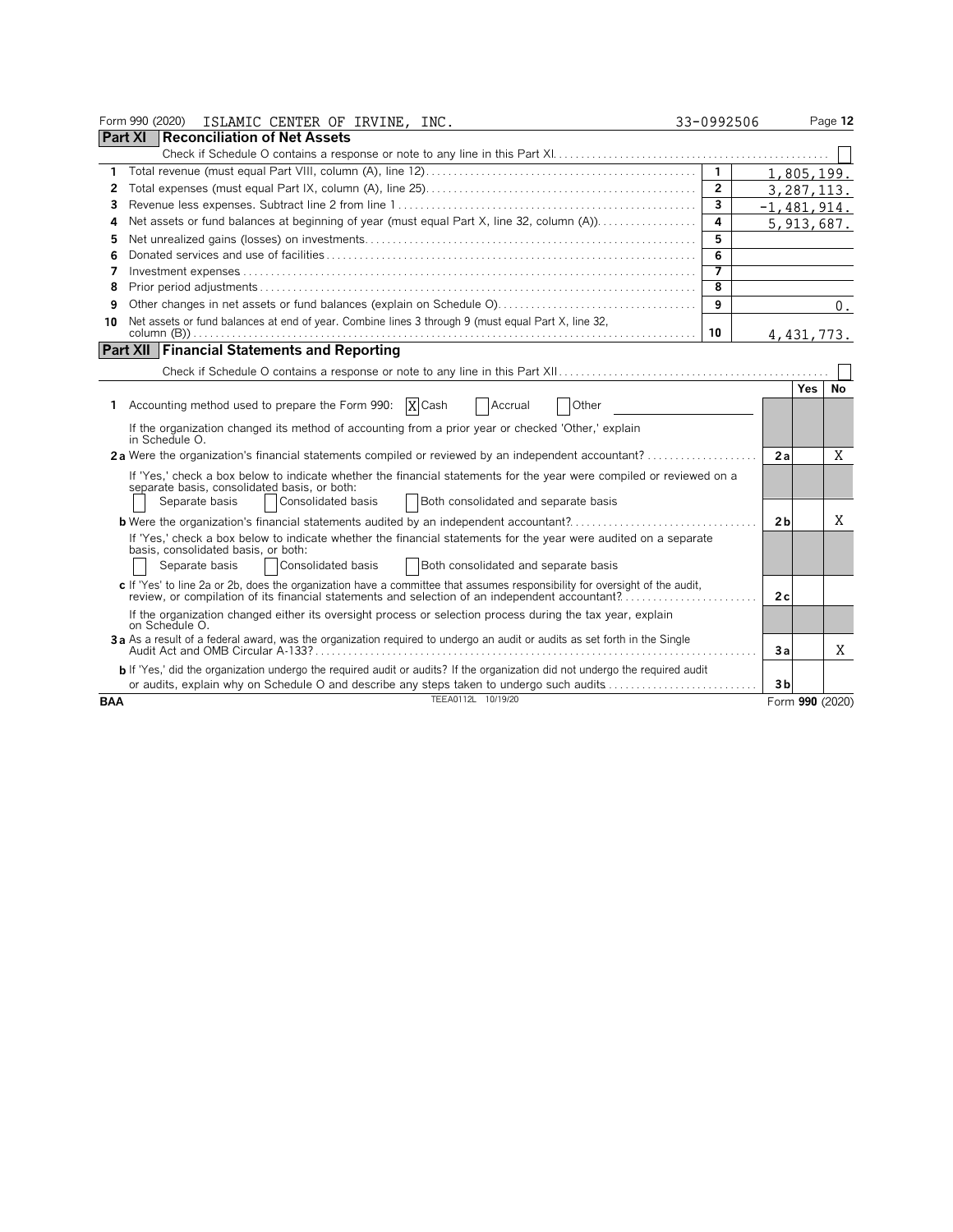Form 990 (2020) ISLAMIC CENTER OF IRVINE, INC. 33-0992506

## Part XI Reconciliation of Net Assets

Check if Schedule O contains a response or note to any line in this Part XI. ☐

| | | | |
|---|---|---|---|
| 1 | Total revenue (must equal Part VIII, column (A), line 12) | 1 | 1,805,199. |
| 2 | Total expenses (must equal Part IX, column (A), line 25) | 2 | 3,287,113. |
| 3 | Revenue less expenses. Subtract line 2 from line 1 | 3 | -1,481,914. |
| 4 | Net assets or fund balances at beginning of year (must equal Part X, line 32, column (A)) | 4 | 5,913,687. |
| 5 | Net unrealized gains (losses) on investments | 5 | |
| 6 | Donated services and use of facilities | 6 | |
| 7 | Investment expenses | 7 | |
| 8 | Prior period adjustments | 8 | |
| 9 | Other changes in net assets or fund balances (explain on Schedule O) | 9 | 0. |
| 10 | Net assets or fund balances at end of year. Combine lines 3 through 9 (must equal Part X, line 32, column (B)) | 10 | 4,431,773. |

## Part XII Financial Statements and Reporting

Check if Schedule O contains a response or note to any line in this Part XII ☐

| | | | Yes | No |
|---|---|---|---|---|
| **1** | Accounting method used to prepare the Form 990: ☒ Cash ☐ Accrual ☐ Other | | | |
| | If the organization changed its method of accounting from a prior year or checked 'Other,' explain in Schedule O. | | | |
| **2a** | Were the organization's financial statements compiled or reviewed by an independent accountant? | 2a | | X |
| | If 'Yes,' check a box below to indicate whether the financial statements for the year were compiled or reviewed on a separate basis, consolidated basis, or both: ☐ Separate basis ☐ Consolidated basis ☐ Both consolidated and separate basis | | | |
| **b** | Were the organization's financial statements audited by an independent accountant? | 2b | | X |
| | If 'Yes,' check a box below to indicate whether the financial statements for the year were audited on a separate basis, consolidated basis, or both: ☐ Separate basis ☐ Consolidated basis ☐ Both consolidated and separate basis | | | |
| **c** | If 'Yes' to line 2a or 2b, does the organization have a committee that assumes responsibility for oversight of the audit, review, or compilation of its financial statements and selection of an independent accountant? | 2c | | |
| | If the organization changed either its oversight process or selection process during the tax year, explain on Schedule O. | | | |
| **3a** | As a result of a federal award, was the organization required to undergo an audit or audits as set forth in the Single Audit Act and OMB Circular A-133? | 3a | | X |
| **b** | If 'Yes,' did the organization undergo the required audit or audits? If the organization did not undergo the required audit or audits, explain why on Schedule O and describe any steps taken to undergo such audits | 3b | | |

BAA TEEA0112L 10/19/20 Form **990** (2020)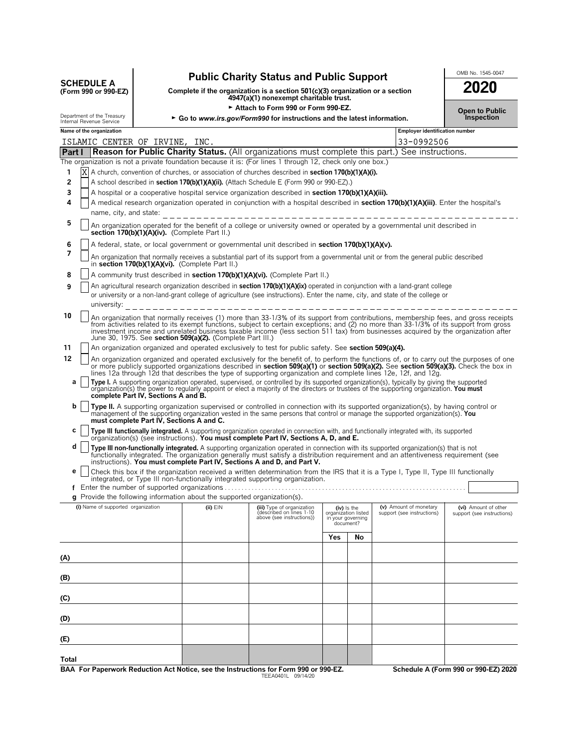**SCHEDULE A**
**(Form 990 or 990-EZ)**

Department of the Treasury
Internal Revenue Service

# Public Charity Status and Public Support

**Complete if the organization is a section 501(c)(3) organization or a section 4947(a)(1) nonexempt charitable trust.**

► **Attach to Form 990 or Form 990-EZ.**

► **Go to *www.irs.gov/Form990* for instructions and the latest information.**

OMB No. 1545-0047

**2020**

**Open to Public Inspection**

| Name of the organization | Employer identification number |
|---|---|
| ISLAMIC CENTER OF IRVINE, INC. | 33-0992506 |

## Part I — Reason for Public Charity Status. (All organizations must complete this part.) See instructions.

The organization is not a private foundation because it is: (For lines 1 through 12, check only one box.)

1. [X] A church, convention of churches, or association of churches described in **section 170(b)(1)(A)(i).**
2. [ ] A school described in **section 170(b)(1)(A)(ii).** (Attach Schedule E (Form 990 or 990-EZ).)
3. [ ] A hospital or a cooperative hospital service organization described in **section 170(b)(1)(A)(iii).**
4. [ ] A medical research organization operated in conjunction with a hospital described in **section 170(b)(1)(A)(iii)**. Enter the hospital's name, city, and state: \_\_\_\_\_\_\_\_\_\_
5. [ ] An organization operated for the benefit of a college or university owned or operated by a governmental unit described in **section 170(b)(1)(A)(iv).** (Complete Part II.)
6. [ ] A federal, state, or local government or governmental unit described in **section 170(b)(1)(A)(v).**
7. [ ] An organization that normally receives a substantial part of its support from a governmental unit or from the general public described in **section 170(b)(1)(A)(vi).** (Complete Part II.)
8. [ ] A community trust described in **section 170(b)(1)(A)(vi).** (Complete Part II.)
9. [ ] An agricultural research organization described in **section 170(b)(1)(A)(ix)** operated in conjunction with a land-grant college or university or a non-land-grant college of agriculture (see instructions). Enter the name, city, and state of the college or university: \_\_\_\_\_\_\_\_\_\_
10. [ ] An organization that normally receives (1) more than 33-1/3% of its support from contributions, membership fees, and gross receipts from activities related to its exempt functions, subject to certain exceptions; and (2) no more than 33-1/3% of its support from gross investment income and unrelated business taxable income (less section 511 tax) from businesses acquired by the organization after June 30, 1975. See **section 509(a)(2).** (Complete Part III.)
11. [ ] An organization organized and operated exclusively to test for public safety. See **section 509(a)(4).**
12. [ ] An organization organized and operated exclusively for the benefit of, to perform the functions of, or to carry out the purposes of one or more publicly supported organizations described in **section 509(a)(1)** or **section 509(a)(2).** See **section 509(a)(3).** Check the box in lines 12a through 12d that describes the type of supporting organization and complete lines 12e, 12f, and 12g.
   - **a** [ ] **Type I.** A supporting organization operated, supervised, or controlled by its supported organization(s), typically by giving the supported organization(s) the power to regularly appoint or elect a majority of the directors or trustees of the supporting organization. **You must complete Part IV, Sections A and B.**
   - **b** [ ] **Type II.** A supporting organization supervised or controlled in connection with its supported organization(s), by having control or management of the supporting organization vested in the same persons that control or manage the supported organization(s). **You must complete Part IV, Sections A and C.**
   - **c** [ ] **Type III functionally integrated.** A supporting organization operated in connection with, and functionally integrated with, its supported organization(s) (see instructions). **You must complete Part IV, Sections A, D, and E.**
   - **d** [ ] **Type III non-functionally integrated.** A supporting organization operated in connection with its supported organization(s) that is not functionally integrated. The organization generally must satisfy a distribution requirement and an attentiveness requirement (see instructions). **You must complete Part IV, Sections A and D, and Part V.**
   - **e** [ ] Check this box if the organization received a written determination from the IRS that it is a Type I, Type II, Type III functionally integrated, or Type III non-functionally integrated supporting organization.
   - **f** Enter the number of supported organizations
   - **g** Provide the following information about the supported organization(s).

| (i) Name of supported organization | (ii) EIN | (iii) Type of organization (described on lines 1-10 above (see instructions)) | (iv) Is the organization listed in your governing document? Yes | No | (v) Amount of monetary support (see instructions) | (vi) Amount of other support (see instructions) |
|---|---|---|---|---|---|---|
| (A) | | | | | | |
| (B) | | | | | | |
| (C) | | | | | | |
| (D) | | | | | | |
| (E) | | | | | | |
| Total | | | | | | |

**BAA For Paperwork Reduction Act Notice, see the Instructions for Form 990 or 990-EZ.** TEEA0401L 09/14/20 **Schedule A (Form 990 or 990-EZ) 2020**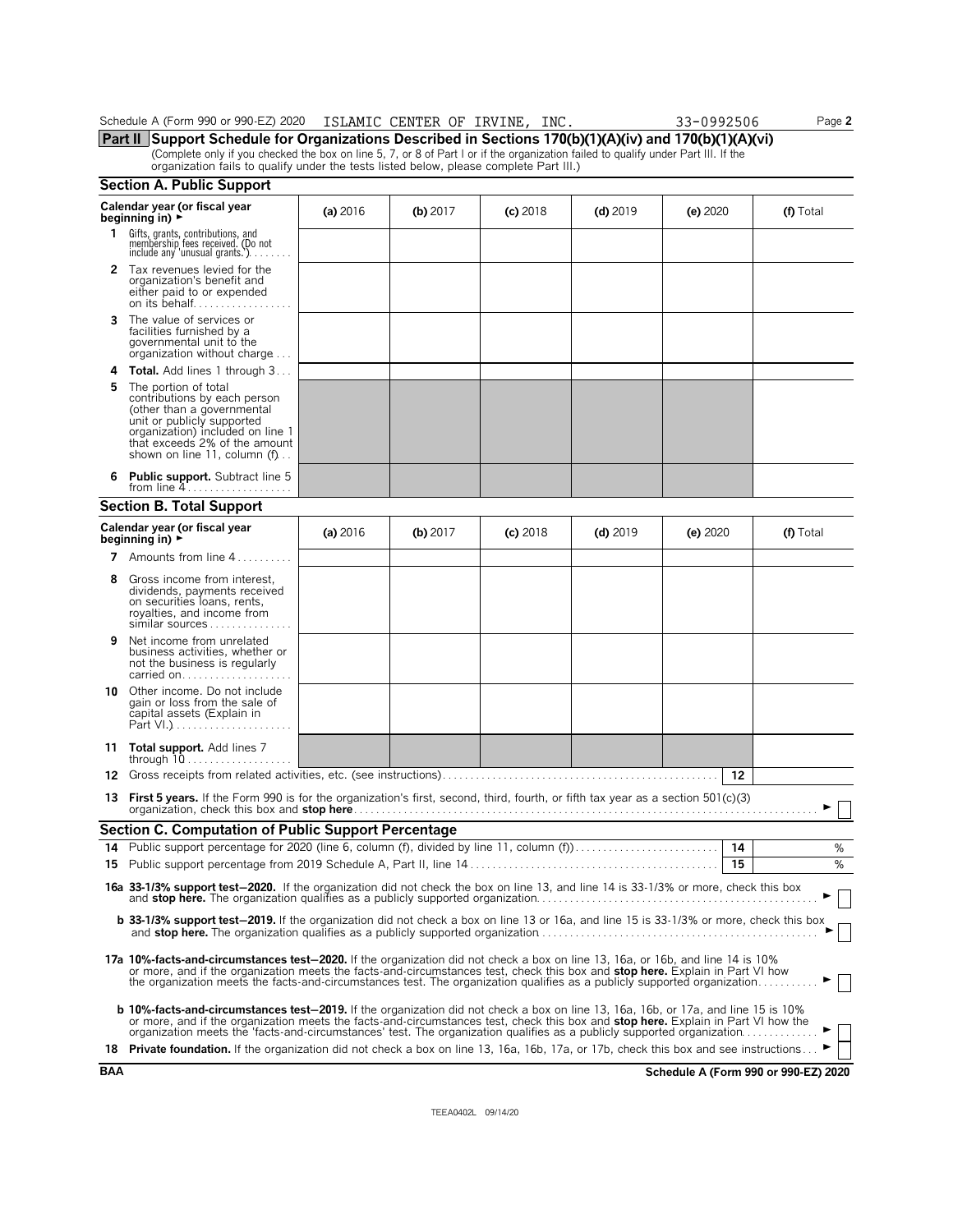Schedule A (Form 990 or 990-EZ) 2020 ISLAMIC CENTER OF IRVINE, INC. 33-0992506 Page **2**

**Part II Support Schedule for Organizations Described in Sections 170(b)(1)(A)(iv) and 170(b)(1)(A)(vi)**

(Complete only if you checked the box on line 5, 7, or 8 of Part I or if the organization failed to qualify under Part III. If the organization fails to qualify under the tests listed below, please complete Part III.)

### Section A. Public Support

| Calendar year (or fiscal year beginning in) ► | (a) 2016 | (b) 2017 | (c) 2018 | (d) 2019 | (e) 2020 | (f) Total |
|---|---|---|---|---|---|---|
| **1** Gifts, grants, contributions, and membership fees received. (Do not include any 'unusual grants.') | | | | | | |
| **2** Tax revenues levied for the organization's benefit and either paid to or expended on its behalf | | | | | | |
| **3** The value of services or facilities furnished by a governmental unit to the organization without charge | | | | | | |
| **4 Total.** Add lines 1 through 3 | | | | | | |
| **5** The portion of total contributions by each person (other than a governmental unit or publicly supported organization) included on line 1 that exceeds 2% of the amount shown on line 11, column (f) | | | | | | |
| **6 Public support.** Subtract line 5 from line 4 | | | | | | |

### Section B. Total Support

| Calendar year (or fiscal year beginning in) ► | (a) 2016 | (b) 2017 | (c) 2018 | (d) 2019 | (e) 2020 | (f) Total |
|---|---|---|---|---|---|---|
| **7** Amounts from line 4 | | | | | | |
| **8** Gross income from interest, dividends, payments received on securities loans, rents, royalties, and income from similar sources | | | | | | |
| **9** Net income from unrelated business activities, whether or not the business is regularly carried on | | | | | | |
| **10** Other income. Do not include gain or loss from the sale of capital assets (Explain in Part VI.) | | | | | | |
| **11 Total support.** Add lines 7 through 10 | | | | | | |

**12** Gross receipts from related activities, etc. (see instructions) **12**

**13 First 5 years.** If the Form 990 is for the organization's first, second, third, fourth, or fifth tax year as a section 501(c)(3) organization, check this box and **stop here** ► ☐

### Section C. Computation of Public Support Percentage

**14** Public support percentage for 2020 (line 6, column (f), divided by line 11, column (f)) **14** %

**15** Public support percentage from 2019 Schedule A, Part II, line 14 **15** %

**16a 33-1/3% support test–2020.** If the organization did not check the box on line 13, and line 14 is 33-1/3% or more, check this box and **stop here.** The organization qualifies as a publicly supported organization ► ☐

**b 33-1/3% support test–2019.** If the organization did not check a box on line 13 or 16a, and line 15 is 33-1/3% or more, check this box and **stop here.** The organization qualifies as a publicly supported organization ► ☐

**17a 10%-facts-and-circumstances test–2020.** If the organization did not check a box on line 13, 16a, or 16b, and line 14 is 10% or more, and if the organization meets the facts-and-circumstances test, check this box and **stop here.** Explain in Part VI how the organization meets the facts-and-circumstances test. The organization qualifies as a publicly supported organization ► ☐

**b 10%-facts-and-circumstances test–2019.** If the organization did not check a box on line 13, 16a, 16b, or 17a, and line 15 is 10% or more, and if the organization meets the facts-and-circumstances test, check this box and **stop here.** Explain in Part VI how the organization meets the 'facts-and-circumstances' test. The organization qualifies as a publicly supported organization ► ☐

**18 Private foundation.** If the organization did not check a box on line 13, 16a, 16b, 17a, or 17b, check this box and see instructions ► ☐

**BAA** **Schedule A (Form 990 or 990-EZ) 2020**

TEEA0402L 09/14/20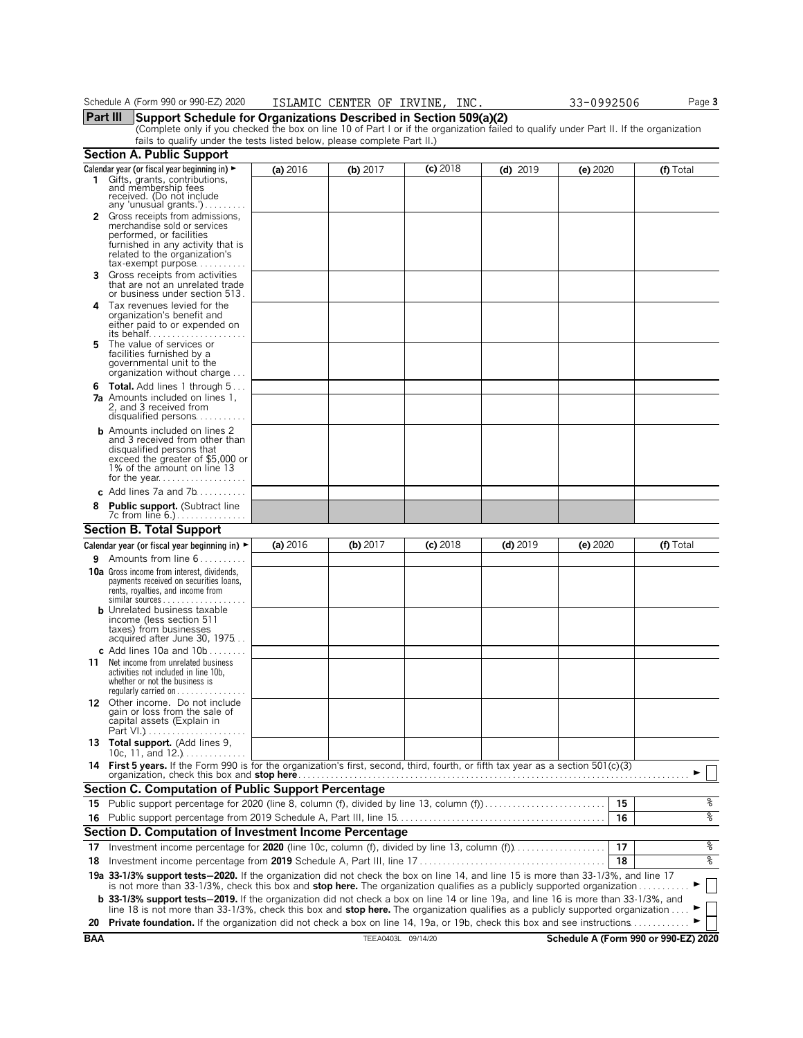Schedule A (Form 990 or 990-EZ) 2020 ISLAMIC CENTER OF IRVINE, INC. 33-0992506

## Part III Support Schedule for Organizations Described in Section 509(a)(2)

(Complete only if you checked the box on line 10 of Part I or if the organization failed to qualify under Part II. If the organization fails to qualify under the tests listed below, please complete Part II.)

### Section A. Public Support

| Calendar year (or fiscal year beginning in) ► | (a) 2016 | (b) 2017 | (c) 2018 | (d) 2019 | (e) 2020 | (f) Total |
|---|---|---|---|---|---|---|
| **1** Gifts, grants, contributions, and membership fees received. (Do not include any 'unusual grants.') | | | | | | |
| **2** Gross receipts from admissions, merchandise sold or services performed, or facilities furnished in any activity that is related to the organization's tax-exempt purpose | | | | | | |
| **3** Gross receipts from activities that are not an unrelated trade or business under section 513 | | | | | | |
| **4** Tax revenues levied for the organization's benefit and either paid to or expended on its behalf | | | | | | |
| **5** The value of services or facilities furnished by a governmental unit to the organization without charge | | | | | | |
| **6 Total.** Add lines 1 through 5 | | | | | | |
| **7a** Amounts included on lines 1, 2, and 3 received from disqualified persons | | | | | | |
| **b** Amounts included on lines 2 and 3 received from other than disqualified persons that exceed the greater of $5,000 or 1% of the amount on line 13 for the year | | | | | | |
| **c** Add lines 7a and 7b | | | | | | |
| **8 Public support.** (Subtract line 7c from line 6.) | | | | | | |

### Section B. Total Support

| Calendar year (or fiscal year beginning in) ► | (a) 2016 | (b) 2017 | (c) 2018 | (d) 2019 | (e) 2020 | (f) Total |
|---|---|---|---|---|---|---|
| **9** Amounts from line 6 | | | | | | |
| **10a** Gross income from interest, dividends, payments received on securities loans, rents, royalties, and income from similar sources | | | | | | |
| **b** Unrelated business taxable income (less section 511 taxes) from businesses acquired after June 30, 1975 | | | | | | |
| **c** Add lines 10a and 10b | | | | | | |
| **11** Net income from unrelated business activities not included in line 10b, whether or not the business is regularly carried on | | | | | | |
| **12** Other income. Do not include gain or loss from the sale of capital assets (Explain in Part VI.) | | | | | | |
| **13 Total support.** (Add lines 9, 10c, 11, and 12.) | | | | | | |

**14 First 5 years.** If the Form 990 is for the organization's first, second, third, fourth, or fifth tax year as a section 501(c)(3) organization, check this box and **stop here** ► ☐

### Section C. Computation of Public Support Percentage

| | | | |
|---|---|---|---|
| **15** | Public support percentage for 2020 (line 8, column (f), divided by line 13, column (f)) | 15 | % |
| **16** | Public support percentage from 2019 Schedule A, Part III, line 15 | 16 | % |

### Section D. Computation of Investment Income Percentage

| | | | |
|---|---|---|---|
| **17** | Investment income percentage for **2020** (line 10c, column (f), divided by line 13, column (f)) | 17 | % |
| **18** | Investment income percentage from **2019** Schedule A, Part III, line 17 | 18 | % |

**19a 33-1/3% support tests—2020.** If the organization did not check the box on line 14, and line 15 is more than 33-1/3%, and line 17 is not more than 33-1/3%, check this box and **stop here.** The organization qualifies as a publicly supported organization ► ☐

**b 33-1/3% support tests—2019.** If the organization did not check a box on line 14 or line 19a, and line 16 is more than 33-1/3%, and line 18 is not more than 33-1/3%, check this box and **stop here.** The organization qualifies as a publicly supported organization ► ☐

**20 Private foundation.** If the organization did not check a box on line 14, 19a, or 19b, check this box and see instructions ► ☐

BAA TEEA0403L 09/14/20 Schedule A (Form 990 or 990-EZ) 2020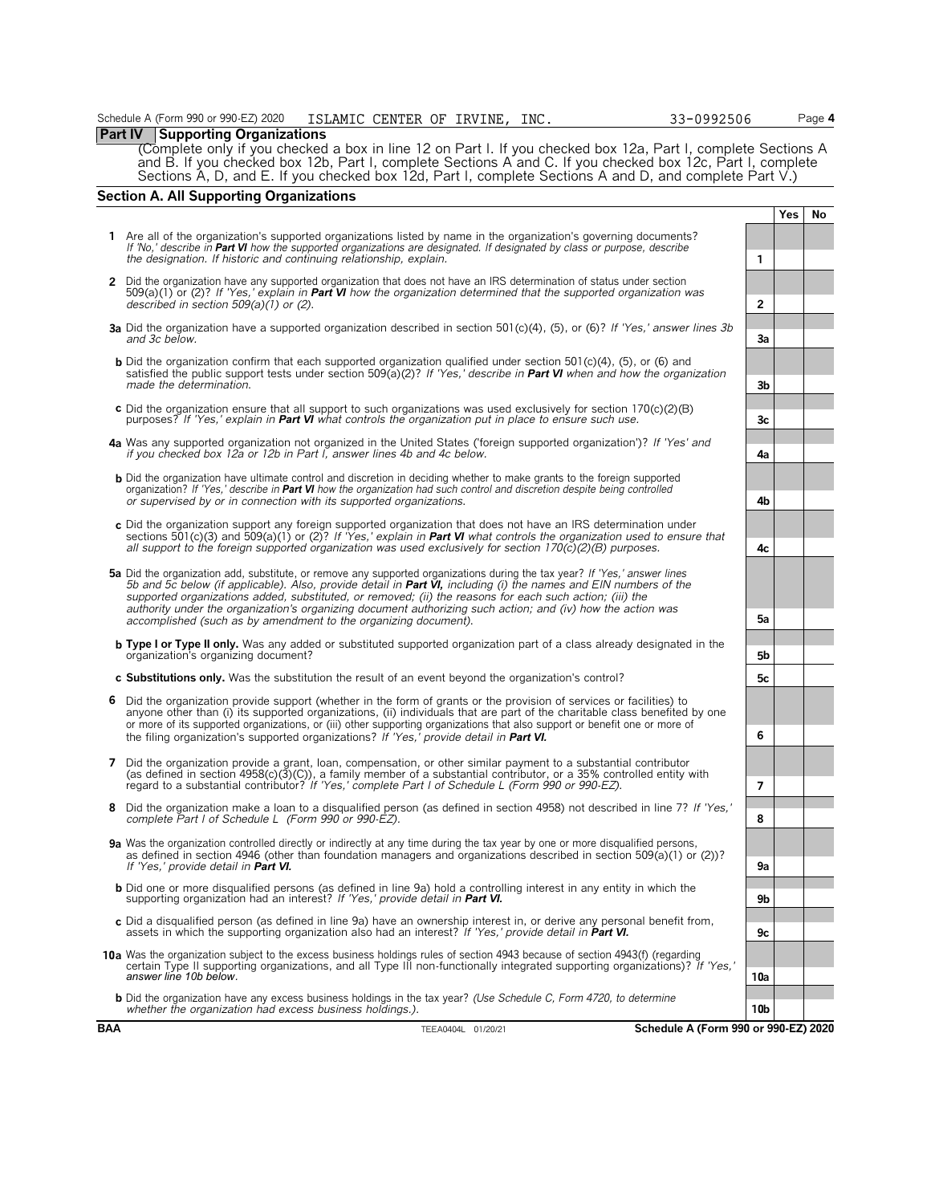Schedule A (Form 990 or 990-EZ) 2020 ISLAMIC CENTER OF IRVINE, INC. 33-0992506 Page 4

## Part IV Supporting Organizations

(Complete only if you checked a box in line 12 on Part I. If you checked box 12a, Part I, complete Sections A and B. If you checked box 12b, Part I, complete Sections A and C. If you checked box 12c, Part I, complete Sections A, D, and E. If you checked box 12d, Part I, complete Sections A and D, and complete Part V.)

### Section A. All Supporting Organizations

| | | | Yes | No |
|---|---|---|---|---|
| **1** | Are all of the organization's supported organizations listed by name in the organization's governing documents? *If 'No,' describe in **Part VI** how the supported organizations are designated. If designated by class or purpose, describe the designation. If historic and continuing relationship, explain.* | 1 | | |
| **2** | Did the organization have any supported organization that does not have an IRS determination of status under section 509(a)(1) or (2)? *If 'Yes,' explain in **Part VI** how the organization determined that the supported organization was described in section 509(a)(1) or (2).* | 2 | | |
| **3a** | Did the organization have a supported organization described in section 501(c)(4), (5), or (6)? *If 'Yes,' answer lines 3b and 3c below.* | 3a | | |
| **b** | Did the organization confirm that each supported organization qualified under section 501(c)(4), (5), or (6) and satisfied the public support tests under section 509(a)(2)? *If 'Yes,' describe in **Part VI** when and how the organization made the determination.* | 3b | | |
| **c** | Did the organization ensure that all support to such organizations was used exclusively for section 170(c)(2)(B) purposes? *If 'Yes,' explain in **Part VI** what controls the organization put in place to ensure such use.* | 3c | | |
| **4a** | Was any supported organization not organized in the United States ('foreign supported organization')? *If 'Yes' and if you checked box 12a or 12b in Part I, answer lines 4b and 4c below.* | 4a | | |
| **b** | Did the organization have ultimate control and discretion in deciding whether to make grants to the foreign supported organization? *If 'Yes,' describe in **Part VI** how the organization had such control and discretion despite being controlled or supervised by or in connection with its supported organizations.* | 4b | | |
| **c** | Did the organization support any foreign supported organization that does not have an IRS determination under sections 501(c)(3) and 509(a)(1) or (2)? *If 'Yes,' explain in **Part VI** what controls the organization used to ensure that all support to the foreign supported organization was used exclusively for section 170(c)(2)(B) purposes.* | 4c | | |
| **5a** | Did the organization add, substitute, or remove any supported organizations during the tax year? *If 'Yes,' answer lines 5b and 5c below (if applicable). Also, provide detail in **Part VI,** including (i) the names and EIN numbers of the supported organizations added, substituted, or removed; (ii) the reasons for each such action; (iii) the authority under the organization's organizing document authorizing such action; and (iv) how the action was accomplished (such as by amendment to the organizing document).* | 5a | | |
| **b** | **Type I or Type II only.** Was any added or substituted supported organization part of a class already designated in the organization's organizing document? | 5b | | |
| **c** | **Substitutions only.** Was the substitution the result of an event beyond the organization's control? | 5c | | |
| **6** | Did the organization provide support (whether in the form of grants or the provision of services or facilities) to anyone other than (i) its supported organizations, (ii) individuals that are part of the charitable class benefited by one or more of its supported organizations, or (iii) other supporting organizations that also support or benefit one or more of the filing organization's supported organizations? *If 'Yes,' provide detail in **Part VI.*** | 6 | | |
| **7** | Did the organization provide a grant, loan, compensation, or other similar payment to a substantial contributor (as defined in section 4958(c)(3)(C)), a family member of a substantial contributor, or a 35% controlled entity with regard to a substantial contributor? *If 'Yes,' complete Part I of Schedule L (Form 990 or 990-EZ).* | 7 | | |
| **8** | Did the organization make a loan to a disqualified person (as defined in section 4958) not described in line 7? *If 'Yes,' complete Part I of Schedule L (Form 990 or 990-EZ).* | 8 | | |
| **9a** | Was the organization controlled directly or indirectly at any time during the tax year by one or more disqualified persons, as defined in section 4946 (other than foundation managers and organizations described in section 509(a)(1) or (2))? *If 'Yes,' provide detail in **Part VI.*** | 9a | | |
| **b** | Did one or more disqualified persons (as defined in line 9a) hold a controlling interest in any entity in which the supporting organization had an interest? *If 'Yes,' provide detail in **Part VI.*** | 9b | | |
| **c** | Did a disqualified person (as defined in line 9a) have an ownership interest in, or derive any personal benefit from, assets in which the supporting organization also had an interest? *If 'Yes,' provide detail in **Part VI.*** | 9c | | |
| **10a** | Was the organization subject to the excess business holdings rules of section 4943 because of section 4943(f) (regarding certain Type II supporting organizations, and all Type III non-functionally integrated supporting organizations)? *If 'Yes,' answer line 10b below.* | 10a | | |
| **b** | Did the organization have any excess business holdings in the tax year? *(Use Schedule C, Form 4720, to determine whether the organization had excess business holdings.).* | 10b | | |

BAA TEEA0404L 01/20/21 Schedule A (Form 990 or 990-EZ) 2020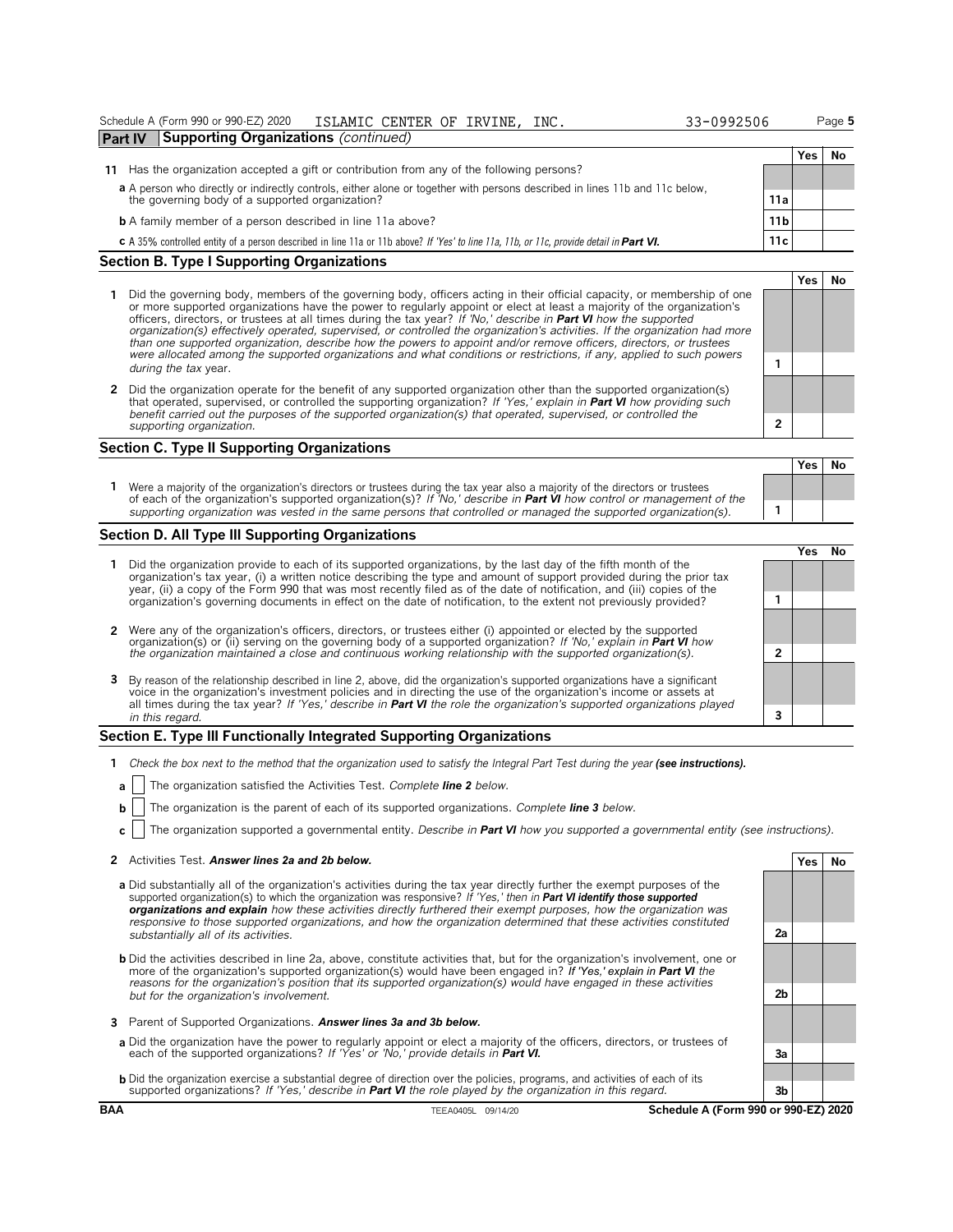Schedule A (Form 990 or 990-EZ) 2020 ISLAMIC CENTER OF IRVINE, INC. 33-0992506 Page 5

## Part IV Supporting Organizations *(continued)*

| | | | Yes | No |
|---|---|---|---|---|
| **11** | Has the organization accepted a gift or contribution from any of the following persons? | | | |
| **a** | A person who directly or indirectly controls, either alone or together with persons described in lines 11b and 11c below, the governing body of a supported organization? | 11a | | |
| **b** | A family member of a person described in line 11a above? | 11b | | |
| **c** | A 35% controlled entity of a person described in line 11a or 11b above? *If 'Yes' to line 11a, 11b, or 11c, provide detail in* ***Part VI.*** | 11c | | |

### Section B. Type I Supporting Organizations

| | | | Yes | No |
|---|---|---|---|---|
| **1** | Did the governing body, members of the governing body, officers acting in their official capacity, or membership of one or more supported organizations have the power to regularly appoint or elect at least a majority of the organization's officers, directors, or trustees at all times during the tax year? *If 'No,' describe in* ***Part VI*** *how the supported organization(s) effectively operated, supervised, or controlled the organization's activities. If the organization had more than one supported organization, describe how the powers to appoint and/or remove officers, directors, or trustees were allocated among the supported organizations and what conditions or restrictions, if any, applied to such powers during the tax* year. | 1 | | |
| **2** | Did the organization operate for the benefit of any supported organization other than the supported organization(s) that operated, supervised, or controlled the supporting organization? *If 'Yes,' explain in* ***Part VI*** *how providing such benefit carried out the purposes of the supported organization(s) that operated, supervised, or controlled the supporting organization.* | 2 | | |

### Section C. Type II Supporting Organizations

| | | | Yes | No |
|---|---|---|---|---|
| **1** | Were a majority of the organization's directors or trustees during the tax year also a majority of the directors or trustees of each of the organization's supported organization(s)? *If 'No,' describe in* ***Part VI*** *how control or management of the supporting organization was vested in the same persons that controlled or managed the supported organization(s).* | 1 | | |

### Section D. All Type III Supporting Organizations

| | | | Yes | No |
|---|---|---|---|---|
| **1** | Did the organization provide to each of its supported organizations, by the last day of the fifth month of the organization's tax year, (i) a written notice describing the type and amount of support provided during the prior tax year, (ii) a copy of the Form 990 that was most recently filed as of the date of notification, and (iii) copies of the organization's governing documents in effect on the date of notification, to the extent not previously provided? | 1 | | |
| **2** | Were any of the organization's officers, directors, or trustees either (i) appointed or elected by the supported organization(s) or (ii) serving on the governing body of a supported organization? *If 'No,' explain in* ***Part VI*** *how the organization maintained a close and continuous working relationship with the supported organization(s).* | 2 | | |
| **3** | By reason of the relationship described in line 2, above, did the organization's supported organizations have a significant voice in the organization's investment policies and in directing the use of the organization's income or assets at all times during the tax year? *If 'Yes,' describe in* ***Part VI*** *the role the organization's supported organizations played in this regard.* | 3 | | |

### Section E. Type III Functionally Integrated Supporting Organizations

**1** *Check the box next to the method that the organization used to satisfy the Integral Part Test during the year* ***(see instructions).***

- **a** ☐ The organization satisfied the Activities Test. *Complete* ***line 2*** *below.*
- **b** ☐ The organization is the parent of each of its supported organizations. *Complete* ***line 3*** *below.*
- **c** ☐ The organization supported a governmental entity. *Describe in* ***Part VI*** *how you supported a governmental entity (see instructions).*

| | | | Yes | No |
|---|---|---|---|---|
| **2** | Activities Test. ***Answer lines 2a and 2b below.*** | | | |
| **a** | Did substantially all of the organization's activities during the tax year directly further the exempt purposes of the supported organization(s) to which the organization was responsive? *If 'Yes,' then in* ***Part VI identify those supported organizations and explain*** *how these activities directly furthered their exempt purposes, how the organization was responsive to those supported organizations, and how the organization determined that these activities constituted substantially all of its activities.* | 2a | | |
| **b** | Did the activities described in line 2a, above, constitute activities that, but for the organization's involvement, one or more of the organization's supported organization(s) would have been engaged in? *If 'Yes,' explain in* ***Part VI*** *the reasons for the organization's position that its supported organization(s) would have engaged in these activities but for the organization's involvement.* | 2b | | |
| **3** | Parent of Supported Organizations. ***Answer lines 3a and 3b below.*** | | | |
| **a** | Did the organization have the power to regularly appoint or elect a majority of the officers, directors, or trustees of each of the supported organizations? *If 'Yes' or 'No,' provide details in* ***Part VI.*** | 3a | | |
| **b** | Did the organization exercise a substantial degree of direction over the policies, programs, and activities of each of its supported organizations? *If 'Yes,' describe in* ***Part VI*** *the role played by the organization in this regard.* | 3b | | |

BAA TEEA0405L 09/14/20 **Schedule A (Form 990 or 990-EZ) 2020**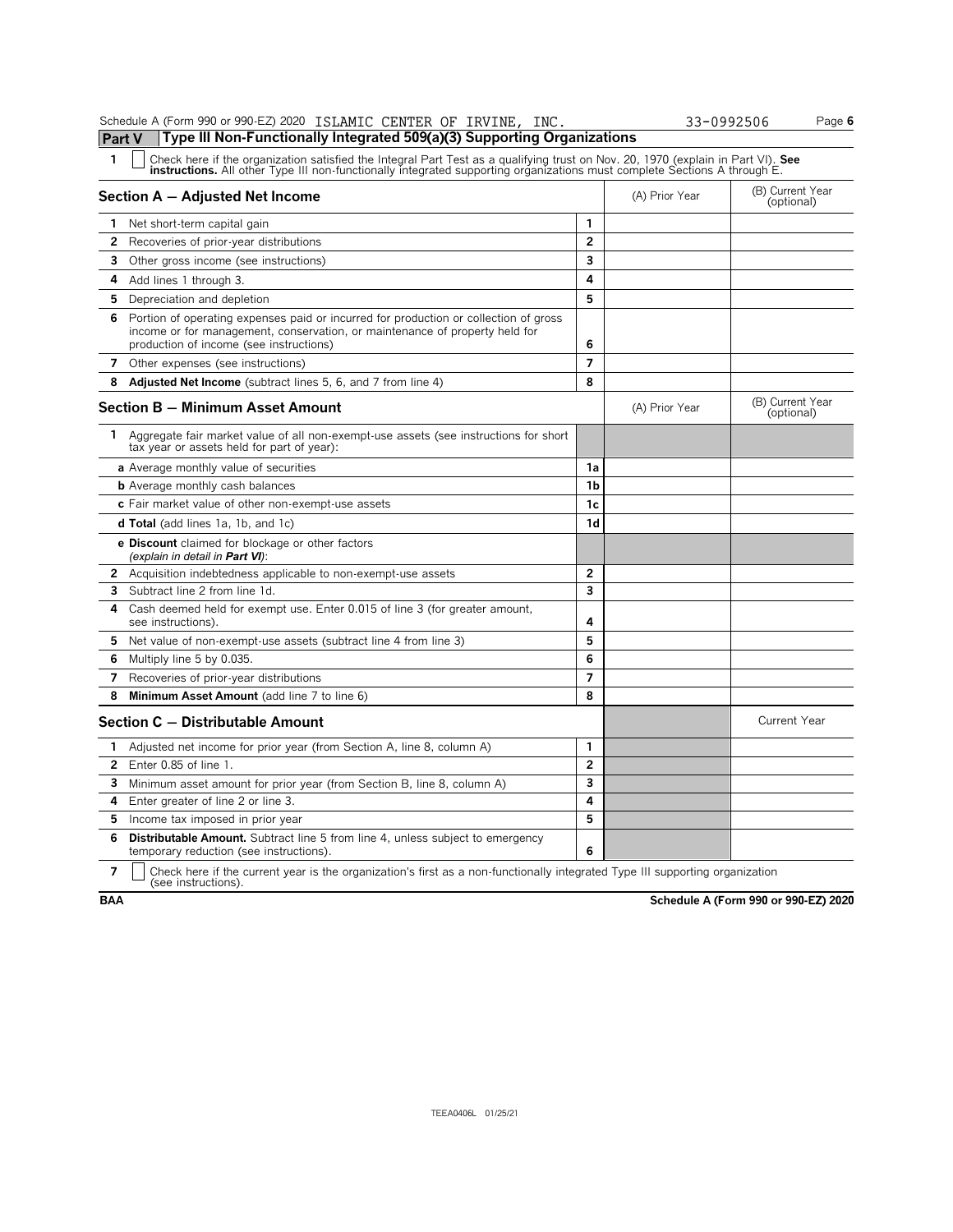Schedule A (Form 990 or 990-EZ) 2020 ISLAMIC CENTER OF IRVINE, INC. 33-0992506 Page 6

## Part V Type III Non-Functionally Integrated 509(a)(3) Supporting Organizations

**1** ☐ Check here if the organization satisfied the Integral Part Test as a qualifying trust on Nov. 20, 1970 (explain in Part VI). **See instructions.** All other Type III non-functionally integrated supporting organizations must complete Sections A through E.

| **Section A — Adjusted Net Income** | | (A) Prior Year | (B) Current Year (optional) |
|---|---|---|---|
| **1** Net short-term capital gain | 1 | | |
| **2** Recoveries of prior-year distributions | 2 | | |
| **3** Other gross income (see instructions) | 3 | | |
| **4** Add lines 1 through 3. | 4 | | |
| **5** Depreciation and depletion | 5 | | |
| **6** Portion of operating expenses paid or incurred for production or collection of gross income or for management, conservation, or maintenance of property held for production of income (see instructions) | 6 | | |
| **7** Other expenses (see instructions) | 7 | | |
| **8** **Adjusted Net Income** (subtract lines 5, 6, and 7 from line 4) | 8 | | |

| **Section B — Minimum Asset Amount** | | (A) Prior Year | (B) Current Year (optional) |
|---|---|---|---|
| **1** Aggregate fair market value of all non-exempt-use assets (see instructions for short tax year or assets held for part of year): | | | |
| **a** Average monthly value of securities | 1a | | |
| **b** Average monthly cash balances | 1b | | |
| **c** Fair market value of other non-exempt-use assets | 1c | | |
| **d Total** (add lines 1a, 1b, and 1c) | 1d | | |
| **e Discount** claimed for blockage or other factors *(explain in detail in **Part VI**)*: | | | |
| **2** Acquisition indebtedness applicable to non-exempt-use assets | 2 | | |
| **3** Subtract line 2 from line 1d. | 3 | | |
| **4** Cash deemed held for exempt use. Enter 0.015 of line 3 (for greater amount, see instructions). | 4 | | |
| **5** Net value of non-exempt-use assets (subtract line 4 from line 3) | 5 | | |
| **6** Multiply line 5 by 0.035. | 6 | | |
| **7** Recoveries of prior-year distributions | 7 | | |
| **8** **Minimum Asset Amount** (add line 7 to line 6) | 8 | | |

| **Section C — Distributable Amount** | | | Current Year |
|---|---|---|---|
| **1** Adjusted net income for prior year (from Section A, line 8, column A) | 1 | | |
| **2** Enter 0.85 of line 1. | 2 | | |
| **3** Minimum asset amount for prior year (from Section B, line 8, column A) | 3 | | |
| **4** Enter greater of line 2 or line 3. | 4 | | |
| **5** Income tax imposed in prior year | 5 | | |
| **6** **Distributable Amount.** Subtract line 5 from line 4, unless subject to emergency temporary reduction (see instructions). | 6 | | |

**7** ☐ Check here if the current year is the organization's first as a non-functionally integrated Type III supporting organization (see instructions).

**BAA** **Schedule A (Form 990 or 990-EZ) 2020**

TEEA0406L 01/25/21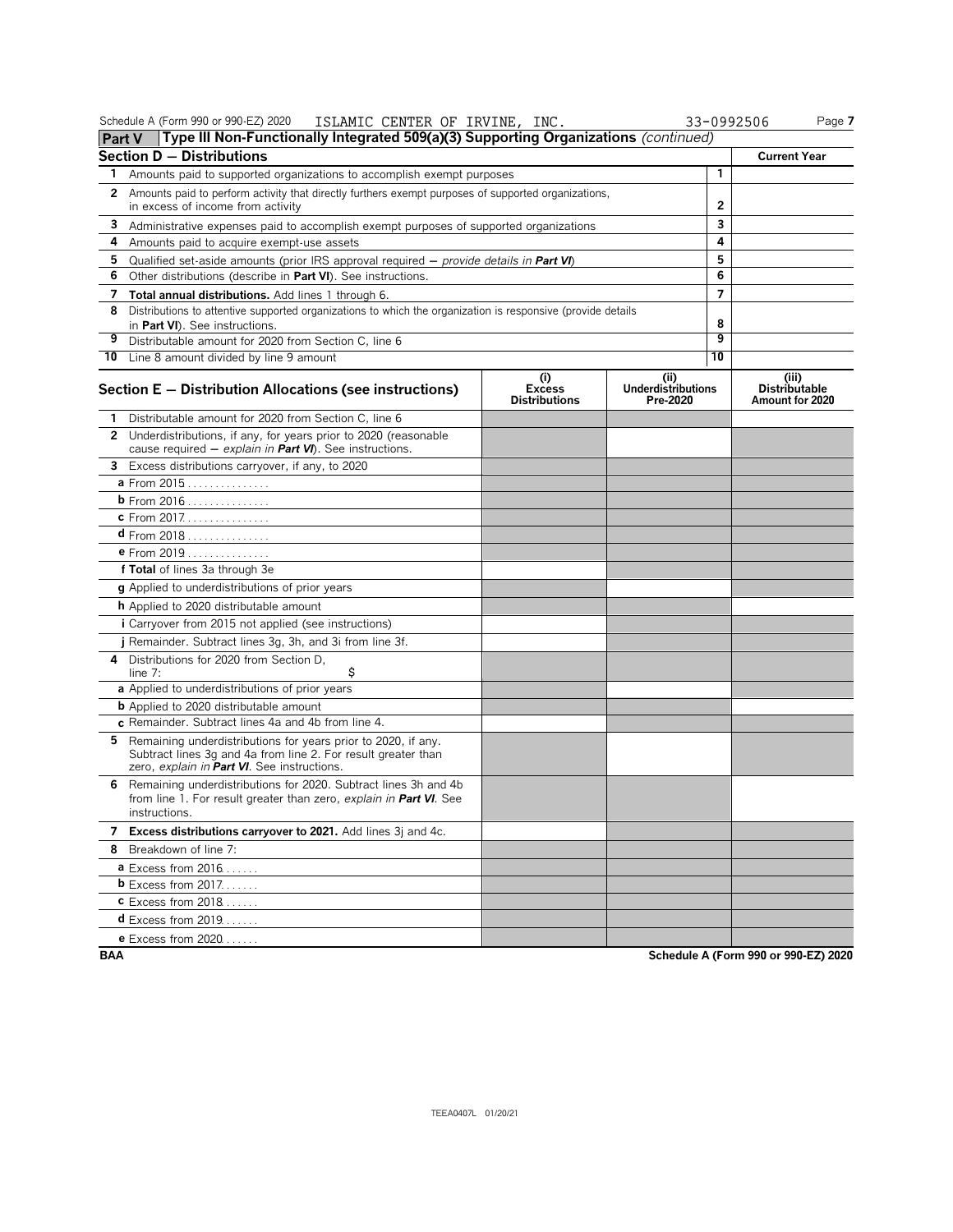Schedule A (Form 990 or 990-EZ) 2020 ISLAMIC CENTER OF IRVINE, INC. 33-0992506 Page **7**

## Part V Type III Non-Functionally Integrated 509(a)(3) Supporting Organizations *(continued)*

| **Section D − Distributions** | | **Current Year** |
|---|---|---|
| **1** Amounts paid to supported organizations to accomplish exempt purposes | **1** | |
| **2** Amounts paid to perform activity that directly furthers exempt purposes of supported organizations, in excess of income from activity | **2** | |
| **3** Administrative expenses paid to accomplish exempt purposes of supported organizations | **3** | |
| **4** Amounts paid to acquire exempt-use assets | **4** | |
| **5** Qualified set-aside amounts (prior IRS approval required − *provide details in* ***Part VI***) | **5** | |
| **6** Other distributions (describe in **Part VI**). See instructions. | **6** | |
| **7** **Total annual distributions.** Add lines 1 through 6. | **7** | |
| **8** Distributions to attentive supported organizations to which the organization is responsive (provide details in **Part VI**). See instructions. | **8** | |
| **9** Distributable amount for 2020 from Section C, line 6 | **9** | |
| **10** Line 8 amount divided by line 9 amount | **10** | |

| **Section E − Distribution Allocations (see instructions)** | **(i) Excess Distributions** | **(ii) Underdistributions Pre-2020** | **(iii) Distributable Amount for 2020** |
|---|---|---|---|
| **1** Distributable amount for 2020 from Section C, line 6 | | | |
| **2** Underdistributions, if any, for years prior to 2020 (reasonable cause required − *explain in* ***Part VI***). See instructions. | | | |
| **3** Excess distributions carryover, if any, to 2020 | | | |
| **a** From 2015 | | | |
| **b** From 2016 | | | |
| **c** From 2017 | | | |
| **d** From 2018 | | | |
| **e** From 2019 | | | |
| **f Total** of lines 3a through 3e | | | |
| **g** Applied to underdistributions of prior years | | | |
| **h** Applied to 2020 distributable amount | | | |
| **i** Carryover from 2015 not applied (see instructions) | | | |
| **j** Remainder. Subtract lines 3g, 3h, and 3i from line 3f. | | | |
| **4** Distributions for 2020 from Section D, line 7: $ | | | |
| **a** Applied to underdistributions of prior years | | | |
| **b** Applied to 2020 distributable amount | | | |
| **c** Remainder. Subtract lines 4a and 4b from line 4. | | | |
| **5** Remaining underdistributions for years prior to 2020, if any. Subtract lines 3g and 4a from line 2. For result greater than zero, *explain in* ***Part VI***. See instructions. | | | |
| **6** Remaining underdistributions for 2020. Subtract lines 3h and 4b from line 1. For result greater than zero, *explain in* ***Part VI***. See instructions. | | | |
| **7** **Excess distributions carryover to 2021.** Add lines 3j and 4c. | | | |
| **8** Breakdown of line 7: | | | |
| **a** Excess from 2016 | | | |
| **b** Excess from 2017 | | | |
| **c** Excess from 2018 | | | |
| **d** Excess from 2019 | | | |
| **e** Excess from 2020 | | | |

**BAA** **Schedule A (Form 990 or 990-EZ) 2020**

TEEA0407L 01/20/21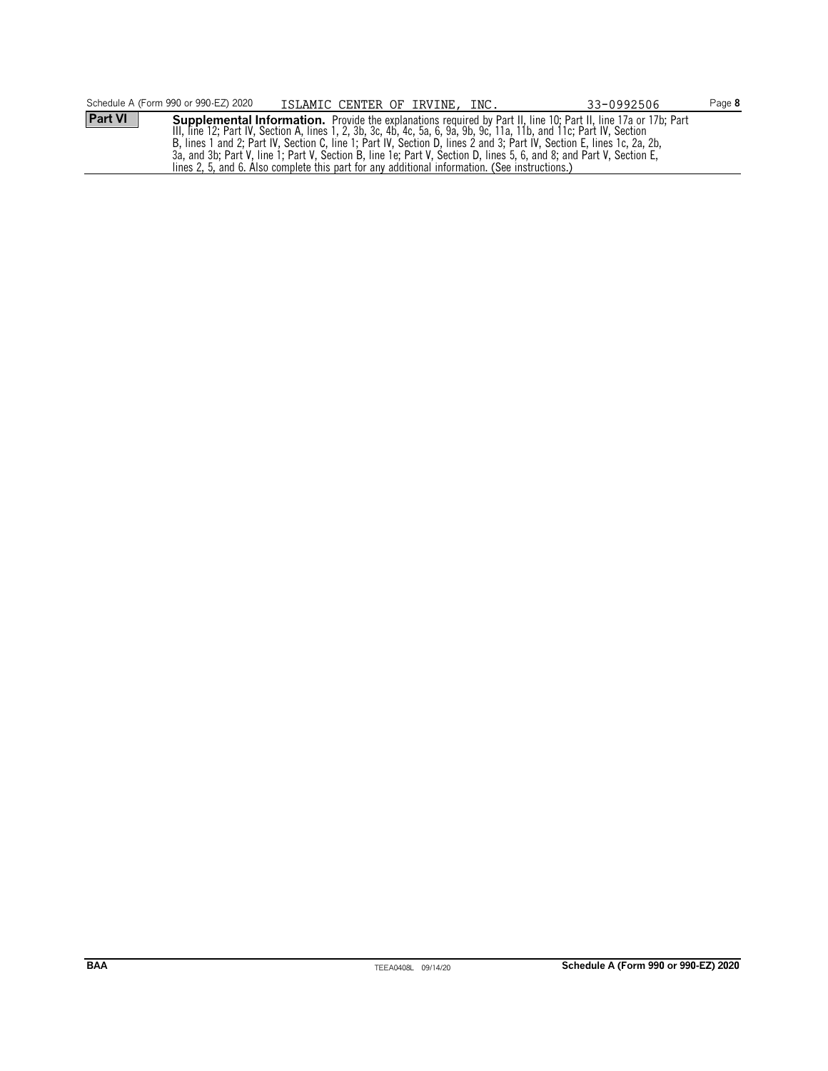Schedule A (Form 990 or 990-EZ) 2020 ISLAMIC CENTER OF IRVINE, INC. 33-0992506

**Part VI** **Supplemental Information.** Provide the explanations required by Part II, line 10; Part II, line 17a or 17b; Part III, line 12; Part IV, Section A, lines 1, 2, 3b, 3c, 4b, 4c, 5a, 6, 9a, 9b, 9c, 11a, 11b, and 11c; Part IV, Section B, lines 1 and 2; Part IV, Section C, line 1; Part IV, Section D, lines 2 and 3; Part IV, Section E, lines 1c, 2a, 2b, 3a, and 3b; Part V, line 1; Part V, Section B, line 1e; Part V, Section D, lines 5, 6, and 8; and Part V, Section E, lines 2, 5, and 6. Also complete this part for any additional information. (See instructions.)

**BAA** TEEA0408L 09/14/20 **Schedule A (Form 990 or 990-EZ) 2020**